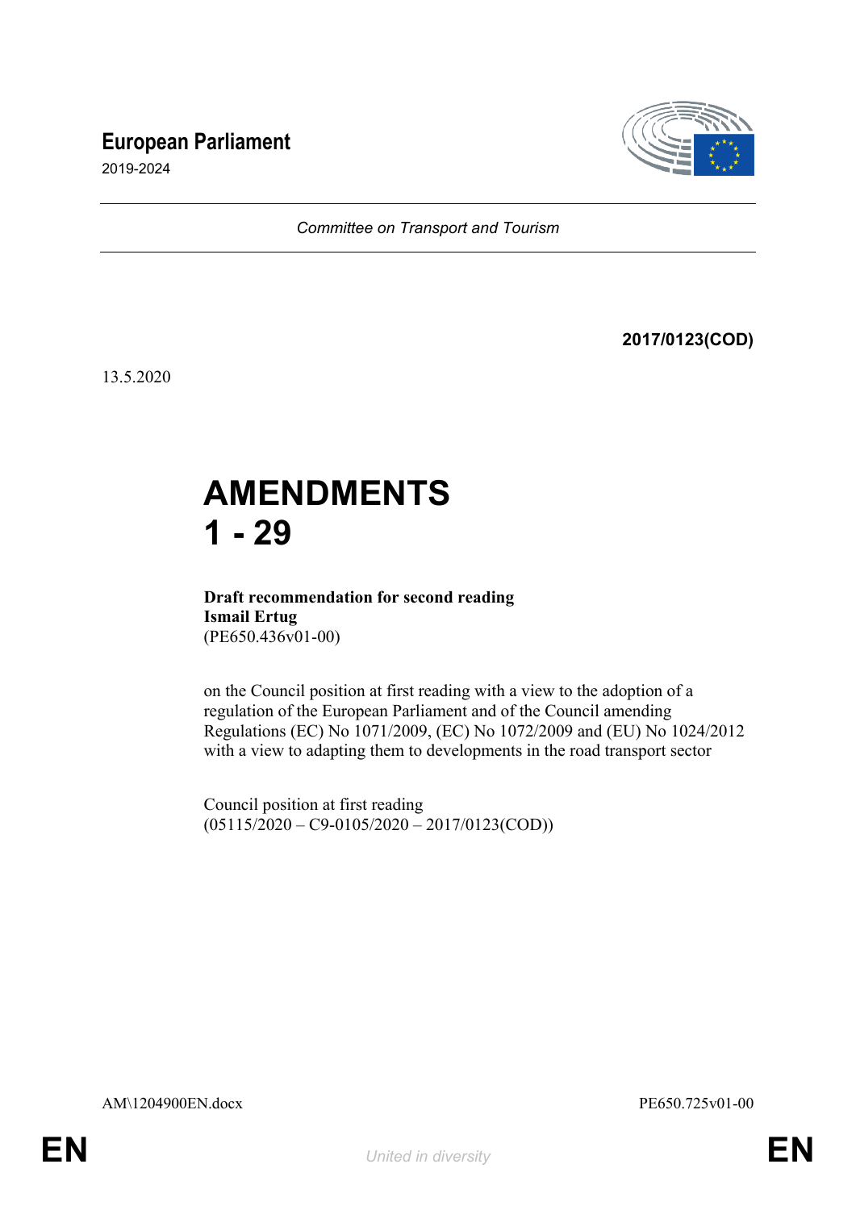**European Parliament**

2019-2024

*Committee on Transport and Tourism*

**2017/0123(COD)**

13.5.2020

# AMENDMENTS 1 - 29

**Draft recommendation for second reading**
**Ismail Ertug**
(PE650.436v01-00)

on the Council position at first reading with a view to the adoption of a regulation of the European Parliament and of the Council amending Regulations (EC) No 1071/2009, (EC) No 1072/2009 and (EU) No 1024/2012 with a view to adapting them to developments in the road transport sector

Council position at first reading
(05115/2020 – C9-0105/2020 – 2017/0123(COD))

AM\1204900EN.docx PE650.725v01-00

EN *United in diversity* EN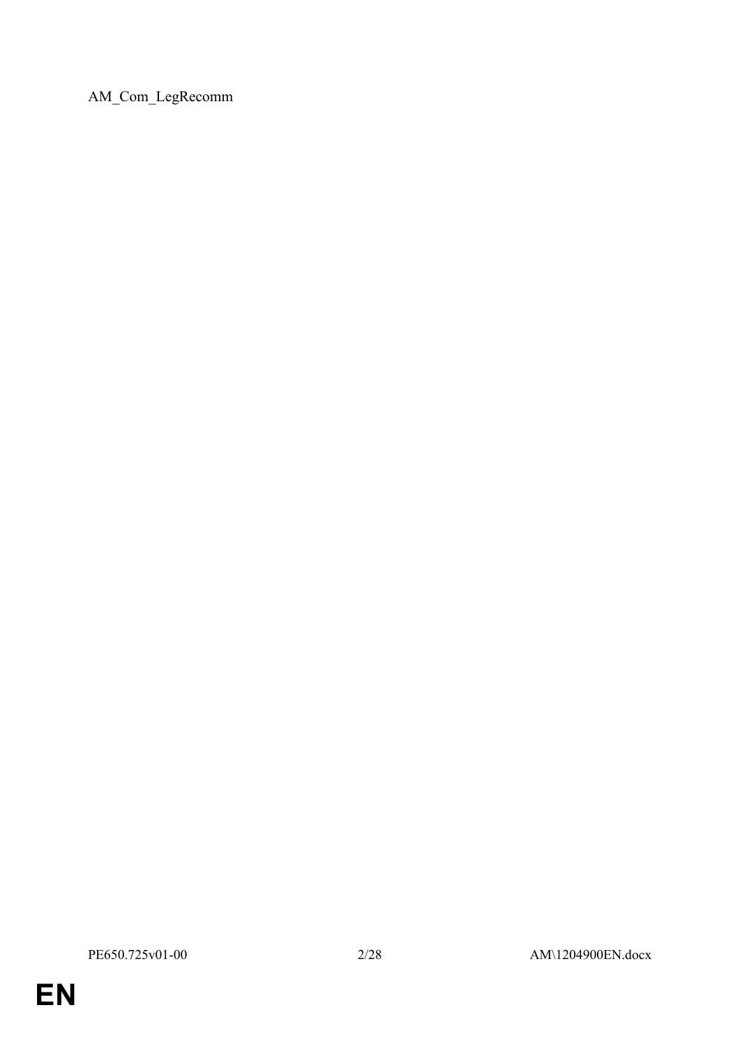AM_Com_LegRecomm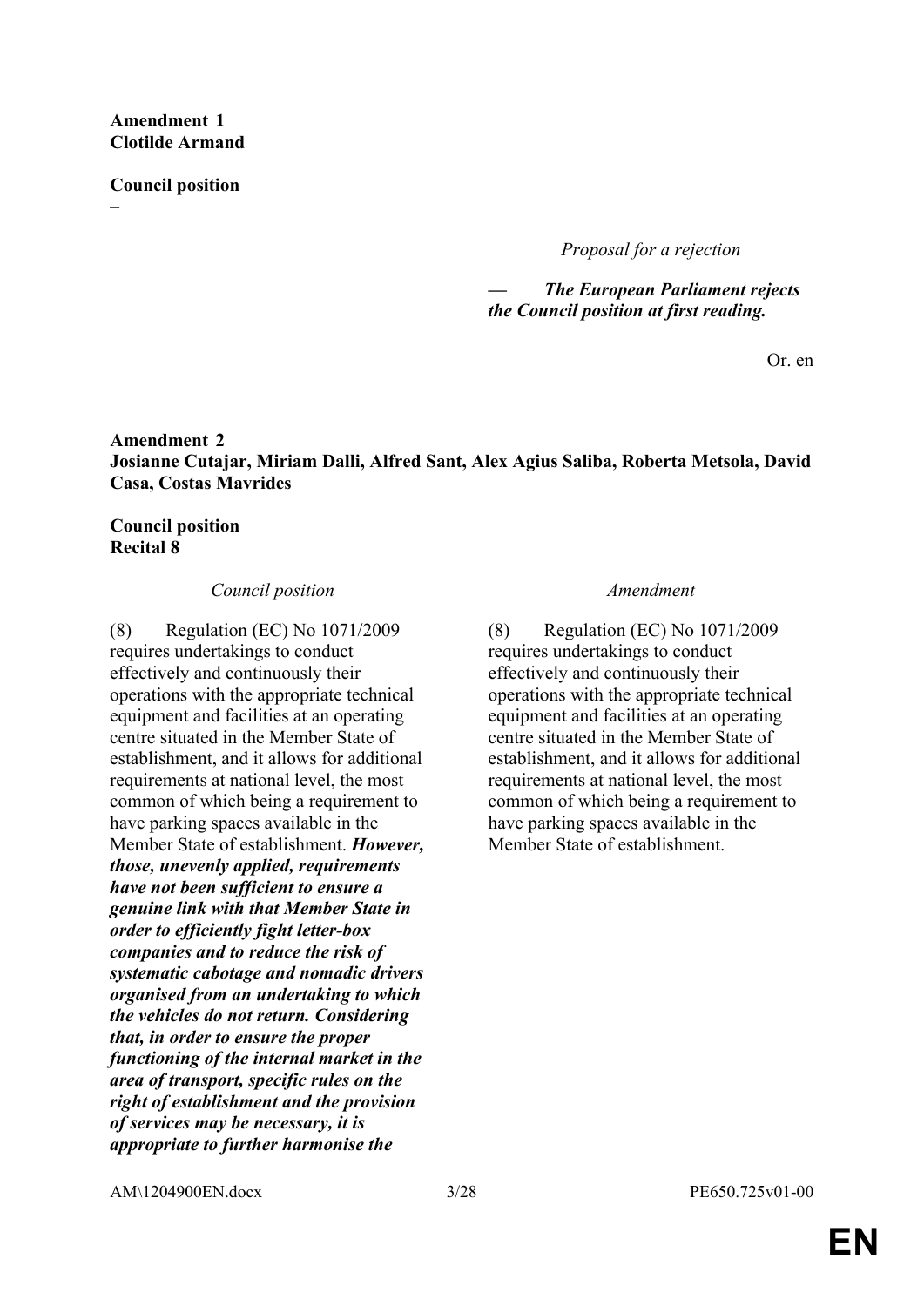**Amendment 1**
**Clotilde Armand**

**Council position**
**–**

*Proposal for a rejection*

***— The European Parliament rejects the Council position at first reading.***

Or. en

**Amendment 2**
**Josianne Cutajar, Miriam Dalli, Alfred Sant, Alex Agius Saliba, Roberta Metsola, David Casa, Costas Mavrides**

**Council position**
**Recital 8**

| *Council position* | *Amendment* |
|---|---|
| (8) Regulation (EC) No 1071/2009 requires undertakings to conduct effectively and continuously their operations with the appropriate technical equipment and facilities at an operating centre situated in the Member State of establishment, and it allows for additional requirements at national level, the most common of which being a requirement to have parking spaces available in the Member State of establishment. ***However, those, unevenly applied, requirements have not been sufficient to ensure a genuine link with that Member State in order to efficiently fight letter-box companies and to reduce the risk of systematic cabotage and nomadic drivers organised from an undertaking to which the vehicles do not return. Considering that, in order to ensure the proper functioning of the internal market in the area of transport, specific rules on the right of establishment and the provision of services may be necessary, it is appropriate to further harmonise the*** | (8) Regulation (EC) No 1071/2009 requires undertakings to conduct effectively and continuously their operations with the appropriate technical equipment and facilities at an operating centre situated in the Member State of establishment, and it allows for additional requirements at national level, the most common of which being a requirement to have parking spaces available in the Member State of establishment. |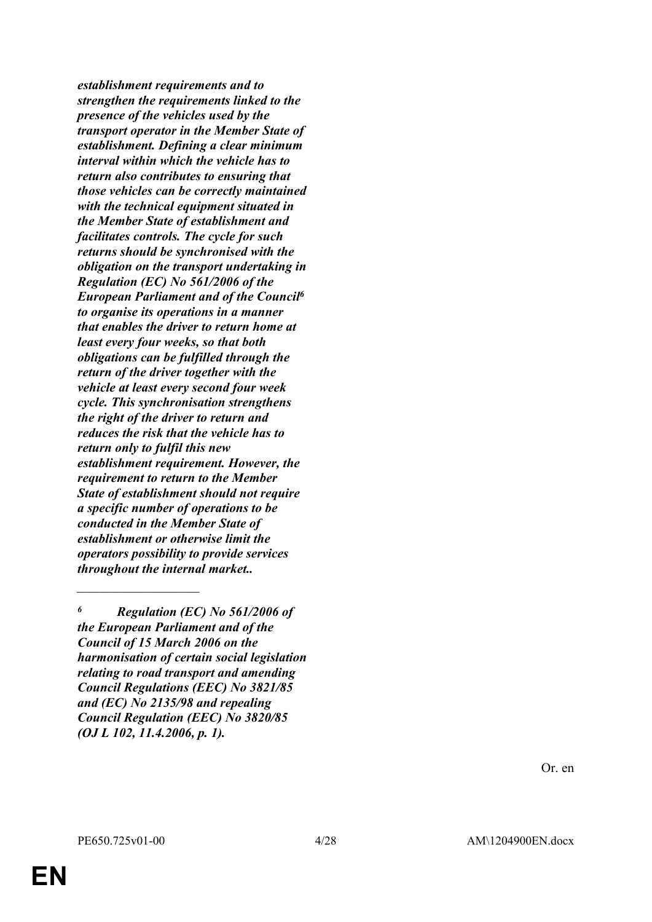***establishment requirements and to strengthen the requirements linked to the presence of the vehicles used by the transport operator in the Member State of establishment. Defining a clear minimum interval within which the vehicle has to return also contributes to ensuring that those vehicles can be correctly maintained with the technical equipment situated in the Member State of establishment and facilitates controls. The cycle for such returns should be synchronised with the obligation on the transport undertaking in Regulation (EC) No 561/2006 of the European Parliament and of the Council[6] to organise its operations in a manner that enables the driver to return home at least every four weeks, so that both obligations can be fulfilled through the return of the driver together with the vehicle at least every second four week cycle. This synchronisation strengthens the right of the driver to return and reduces the risk that the vehicle has to return only to fulfil this new establishment requirement. However, the requirement to return to the Member State of establishment should not require a specific number of operations to be conducted in the Member State of establishment or otherwise limit the operators possibility to provide services throughout the internal market..***

___

***6 Regulation (EC) No 561/2006 of the European Parliament and of the Council of 15 March 2006 on the harmonisation of certain social legislation relating to road transport and amending Council Regulations (EEC) No 3821/85 and (EC) No 2135/98 and repealing Council Regulation (EEC) No 3820/85 (OJ L 102, 11.4.2006, p. 1).***

Or. en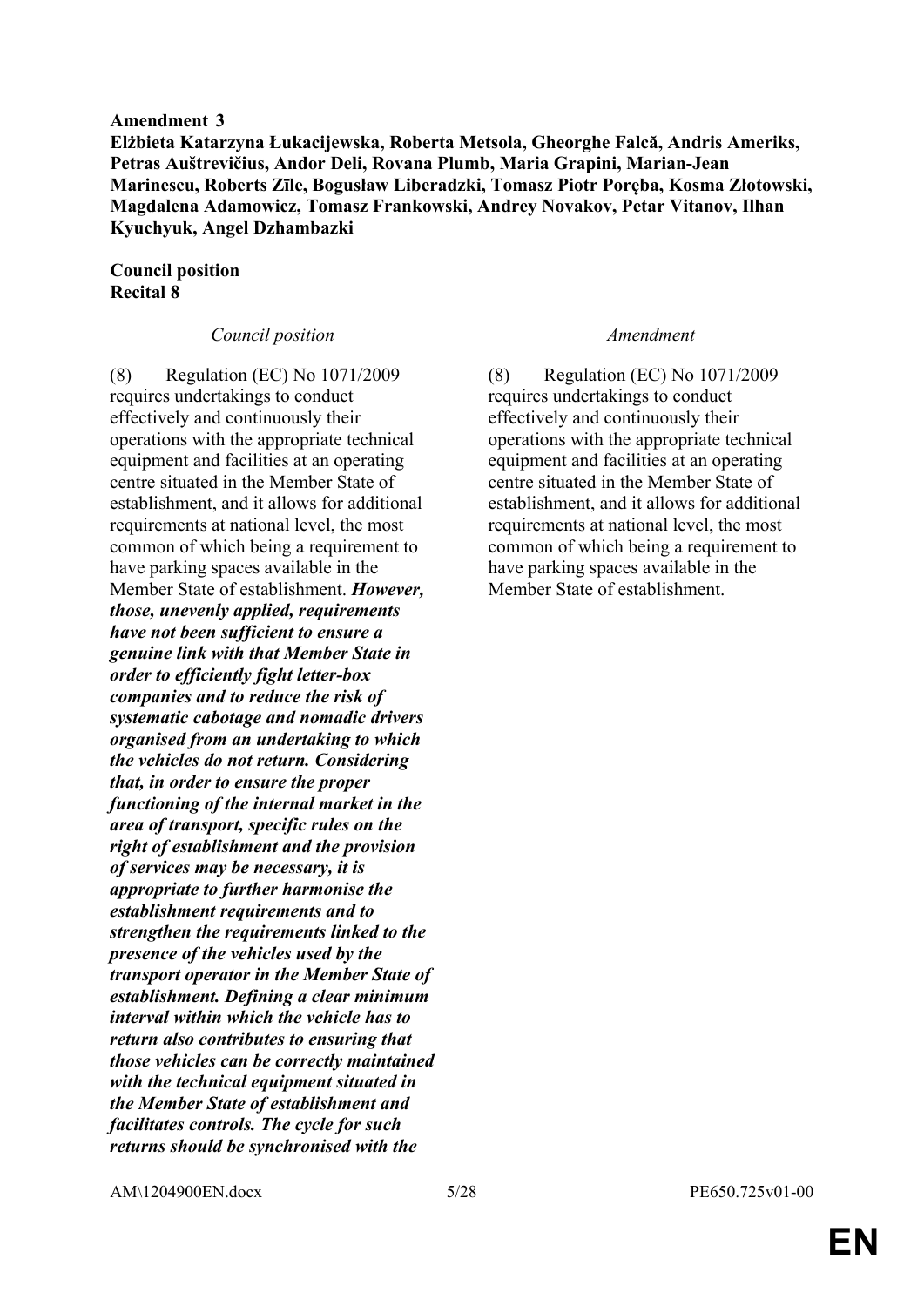**Amendment 3**
**Elżbieta Katarzyna Łukacijewska, Roberta Metsola, Gheorghe Falcă, Andris Ameriks, Petras Auštrevičius, Andor Deli, Rovana Plumb, Maria Grapini, Marian-Jean Marinescu, Roberts Zīle, Bogusław Liberadzki, Tomasz Piotr Poręba, Kosma Złotowski, Magdalena Adamowicz, Tomasz Frankowski, Andrey Novakov, Petar Vitanov, Ilhan Kyuchyuk, Angel Dzhambazki**

**Council position**
**Recital 8**

| *Council position* | *Amendment* |
|---|---|
| (8) Regulation (EC) No 1071/2009 requires undertakings to conduct effectively and continuously their operations with the appropriate technical equipment and facilities at an operating centre situated in the Member State of establishment, and it allows for additional requirements at national level, the most common of which being a requirement to have parking spaces available in the Member State of establishment. ***However, those, unevenly applied, requirements have not been sufficient to ensure a genuine link with that Member State in order to efficiently fight letter-box companies and to reduce the risk of systematic cabotage and nomadic drivers organised from an undertaking to which the vehicles do not return. Considering that, in order to ensure the proper functioning of the internal market in the area of transport, specific rules on the right of establishment and the provision of services may be necessary, it is appropriate to further harmonise the establishment requirements and to strengthen the requirements linked to the presence of the vehicles used by the transport operator in the Member State of establishment. Defining a clear minimum interval within which the vehicle has to return also contributes to ensuring that those vehicles can be correctly maintained with the technical equipment situated in the Member State of establishment and facilitates controls. The cycle for such returns should be synchronised with the*** | (8) Regulation (EC) No 1071/2009 requires undertakings to conduct effectively and continuously their operations with the appropriate technical equipment and facilities at an operating centre situated in the Member State of establishment, and it allows for additional requirements at national level, the most common of which being a requirement to have parking spaces available in the Member State of establishment. |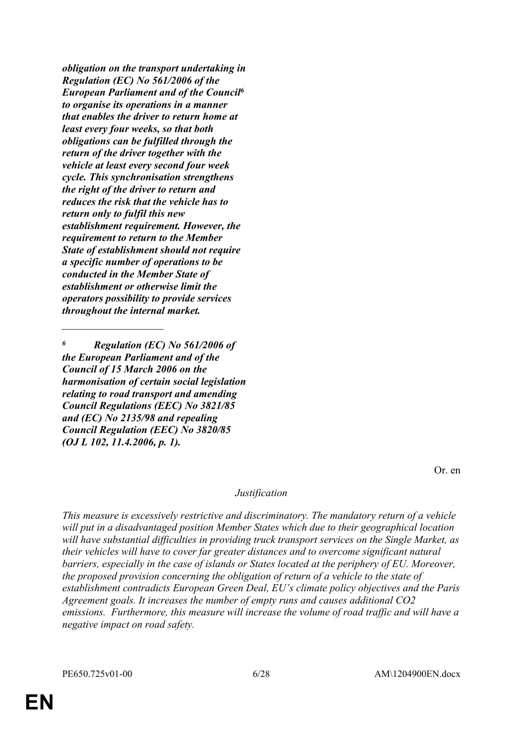***obligation on the transport undertaking in Regulation (EC) No 561/2006 of the European Parliament and of the Council[6] to organise its operations in a manner that enables the driver to return home at least every four weeks, so that both obligations can be fulfilled through the return of the driver together with the vehicle at least every second four week cycle. This synchronisation strengthens the right of the driver to return and reduces the risk that the vehicle has to return only to fulfil this new establishment requirement. However, the requirement to return to the Member State of establishment should not require a specific number of operations to be conducted in the Member State of establishment or otherwise limit the operators possibility to provide services throughout the internal market.***

___________________

***[6] Regulation (EC) No 561/2006 of the European Parliament and of the Council of 15 March 2006 on the harmonisation of certain social legislation relating to road transport and amending Council Regulations (EEC) No 3821/85 and (EC) No 2135/98 and repealing Council Regulation (EEC) No 3820/85 (OJ L 102, 11.4.2006, p. 1).***

Or. en

*Justification*

*This measure is excessively restrictive and discriminatory. The mandatory return of a vehicle will put in a disadvantaged position Member States which due to their geographical location will have substantial difficulties in providing truck transport services on the Single Market, as their vehicles will have to cover far greater distances and to overcome significant natural barriers, especially in the case of islands or States located at the periphery of EU. Moreover, the proposed provision concerning the obligation of return of a vehicle to the state of establishment contradicts European Green Deal, EU's climate policy objectives and the Paris Agreement goals. It increases the number of empty runs and causes additional $CO_2$ emissions. Furthermore, this measure will increase the volume of road traffic and will have a negative impact on road safety.*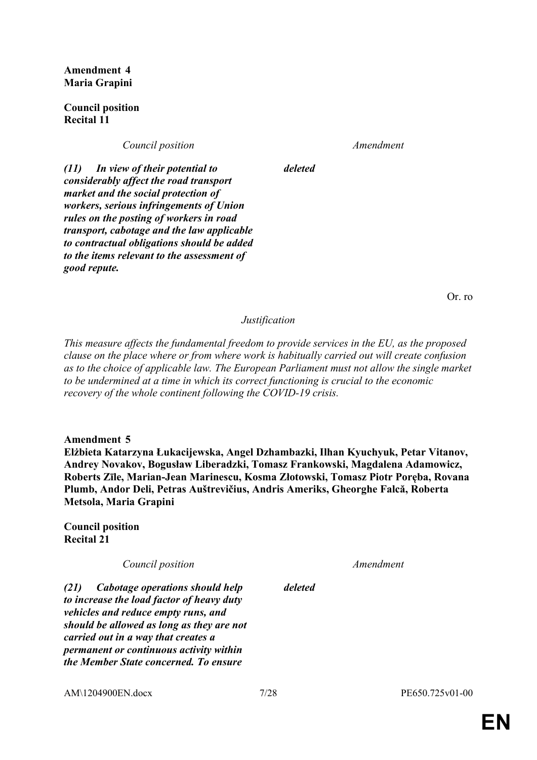**Amendment 4**
**Maria Grapini**

**Council position**
**Recital 11**

| *Council position* | *Amendment* |
|---|---|
| ***(11) In view of their potential to considerably affect the road transport market and the social protection of workers, serious infringements of Union rules on the posting of workers in road transport, cabotage and the law applicable to contractual obligations should be added to the items relevant to the assessment of good repute.*** | ***deleted*** |

Or. ro

*Justification*

*This measure affects the fundamental freedom to provide services in the EU, as the proposed clause on the place where or from where work is habitually carried out will create confusion as to the choice of applicable law. The European Parliament must not allow the single market to be undermined at a time in which its correct functioning is crucial to the economic recovery of the whole continent following the COVID-19 crisis.*

**Amendment 5**
**Elżbieta Katarzyna Łukacijewska, Angel Dzhambazki, Ilhan Kyuchyuk, Petar Vitanov, Andrey Novakov, Bogusław Liberadzki, Tomasz Frankowski, Magdalena Adamowicz, Roberts Zīle, Marian-Jean Marinescu, Kosma Złotowski, Tomasz Piotr Poręba, Rovana Plumb, Andor Deli, Petras Auštrevičius, Andris Ameriks, Gheorghe Falcă, Roberta Metsola, Maria Grapini**

**Council position**
**Recital 21**

| *Council position* | *Amendment* |
|---|---|
| ***(21) Cabotage operations should help to increase the load factor of heavy duty vehicles and reduce empty runs, and should be allowed as long as they are not carried out in a way that creates a permanent or continuous activity within the Member State concerned. To ensure*** | ***deleted*** |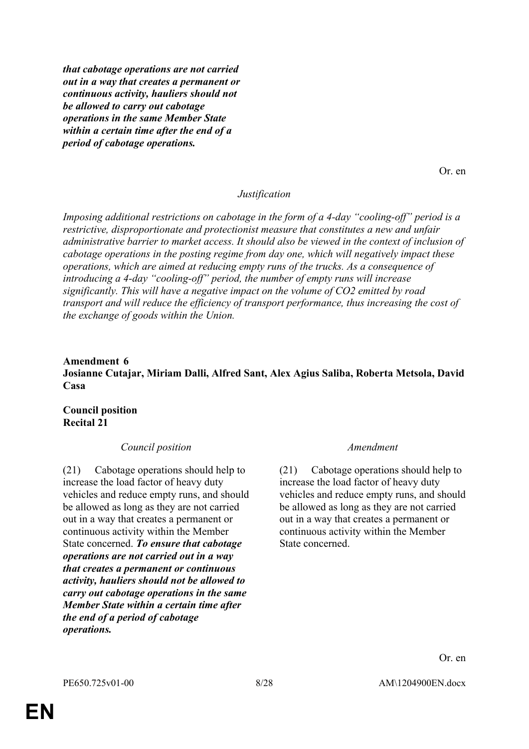| | |
|---|---|
| ***that cabotage operations are not carried out in a way that creates a permanent or continuous activity, hauliers should not be allowed to carry out cabotage operations in the same Member State within a certain time after the end of a period of cabotage operations.*** | |

Or. en

*Justification*

*Imposing additional restrictions on cabotage in the form of a 4-day "cooling-off" period is a restrictive, disproportionate and protectionist measure that constitutes a new and unfair administrative barrier to market access. It should also be viewed in the context of inclusion of cabotage operations in the posting regime from day one, which will negatively impact these operations, which are aimed at reducing empty runs of the trucks. As a consequence of introducing a 4-day "cooling-off" period, the number of empty runs will increase significantly. This will have a negative impact on the volume of $CO_2$ emitted by road transport and will reduce the efficiency of transport performance, thus increasing the cost of the exchange of goods within the Union.*

**Amendment 6**
**Josianne Cutajar, Miriam Dalli, Alfred Sant, Alex Agius Saliba, Roberta Metsola, David Casa**

**Council position**
**Recital 21**

| *Council position* | *Amendment* |
|---|---|
| (21) Cabotage operations should help to increase the load factor of heavy duty vehicles and reduce empty runs, and should be allowed as long as they are not carried out in a way that creates a permanent or continuous activity within the Member State concerned. ***To ensure that cabotage operations are not carried out in a way that creates a permanent or continuous activity, hauliers should not be allowed to carry out cabotage operations in the same Member State within a certain time after the end of a period of cabotage operations.*** | (21) Cabotage operations should help to increase the load factor of heavy duty vehicles and reduce empty runs, and should be allowed as long as they are not carried out in a way that creates a permanent or continuous activity within the Member State concerned. |

Or. en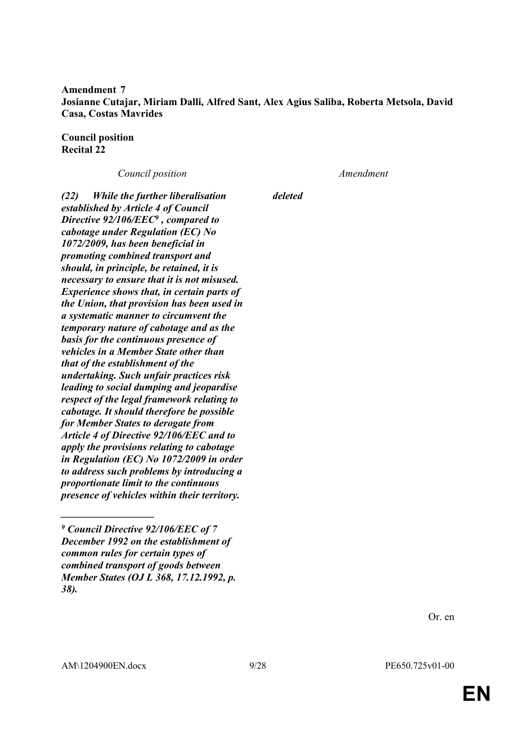**Amendment 7**
**Josianne Cutajar, Miriam Dalli, Alfred Sant, Alex Agius Saliba, Roberta Metsola, David Casa, Costas Mavrides**

**Council position**
**Recital 22**

| *Council position* | *Amendment* |
|---|---|
| ***(22) While the further liberalisation established by Article 4 of Council Directive 92/106/EEC[9] , compared to cabotage under Regulation (EC) No 1072/2009, has been beneficial in promoting combined transport and should, in principle, be retained, it is necessary to ensure that it is not misused. Experience shows that, in certain parts of the Union, that provision has been used in a systematic manner to circumvent the temporary nature of cabotage and as the basis for the continuous presence of vehicles in a Member State other than that of the establishment of the undertaking. Such unfair practices risk leading to social dumping and jeopardise respect of the legal framework relating to cabotage. It should therefore be possible for Member States to derogate from Article 4 of Directive 92/106/EEC and to apply the provisions relating to cabotage in Regulation (EC) No 1072/2009 in order to address such problems by introducing a proportionate limit to the continuous presence of vehicles within their territory.*** | ***deleted*** |

__________________

***[9] Council Directive 92/106/EEC of 7 December 1992 on the establishment of common rules for certain types of combined transport of goods between Member States (OJ L 368, 17.12.1992, p. 38).***

Or. en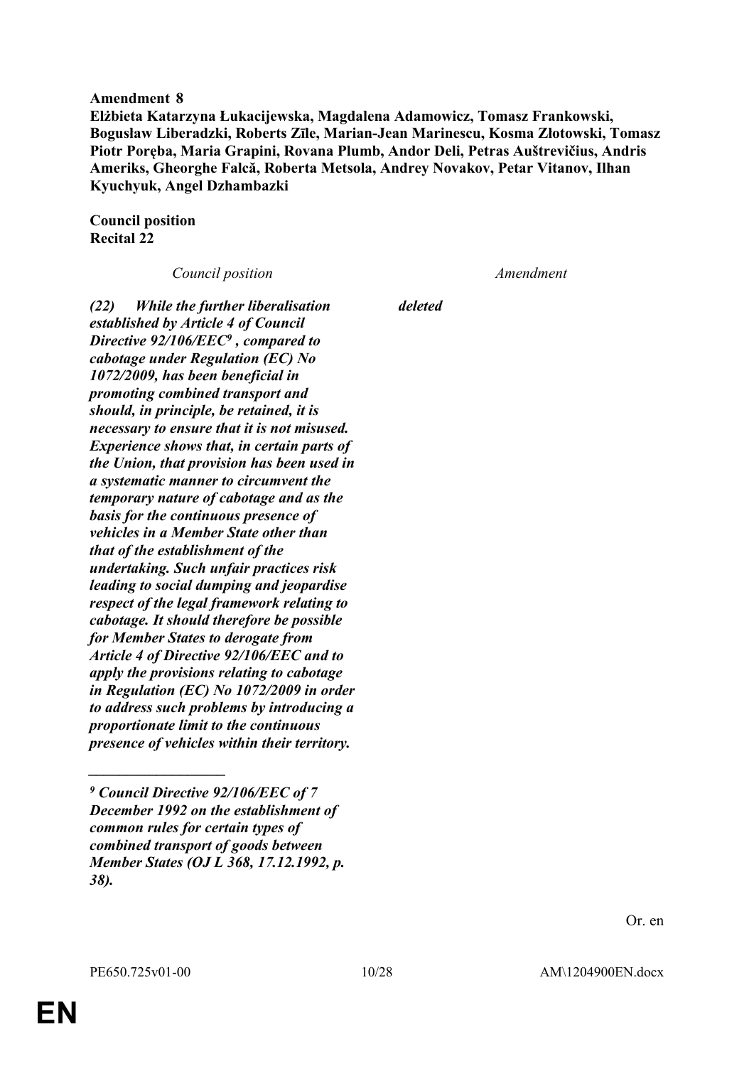**Amendment 8**
**Elżbieta Katarzyna Łukacijewska, Magdalena Adamowicz, Tomasz Frankowski, Bogusław Liberadzki, Roberts Zīle, Marian-Jean Marinescu, Kosma Złotowski, Tomasz Piotr Poręba, Maria Grapini, Rovana Plumb, Andor Deli, Petras Auštrevičius, Andris Ameriks, Gheorghe Falcă, Roberta Metsola, Andrey Novakov, Petar Vitanov, Ilhan Kyuchyuk, Angel Dzhambazki**

**Council position**
**Recital 22**

| *Council position* | *Amendment* |
| --- | --- |
| ***(22) While the further liberalisation established by Article 4 of Council Directive 92/106/EEC[9], compared to cabotage under Regulation (EC) No 1072/2009, has been beneficial in promoting combined transport and should, in principle, be retained, it is necessary to ensure that it is not misused. Experience shows that, in certain parts of the Union, that provision has been used in a systematic manner to circumvent the temporary nature of cabotage and as the basis for the continuous presence of vehicles in a Member State other than that of the establishment of the undertaking. Such unfair practices risk leading to social dumping and jeopardise respect of the legal framework relating to cabotage. It should therefore be possible for Member States to derogate from Article 4 of Directive 92/106/EEC and to apply the provisions relating to cabotage in Regulation (EC) No 1072/2009 in order to address such problems by introducing a proportionate limit to the continuous presence of vehicles within their territory.*** | ***deleted*** |

***[9] Council Directive 92/106/EEC of 7 December 1992 on the establishment of common rules for certain types of combined transport of goods between Member States (OJ L 368, 17.12.1992, p. 38).***

Or. en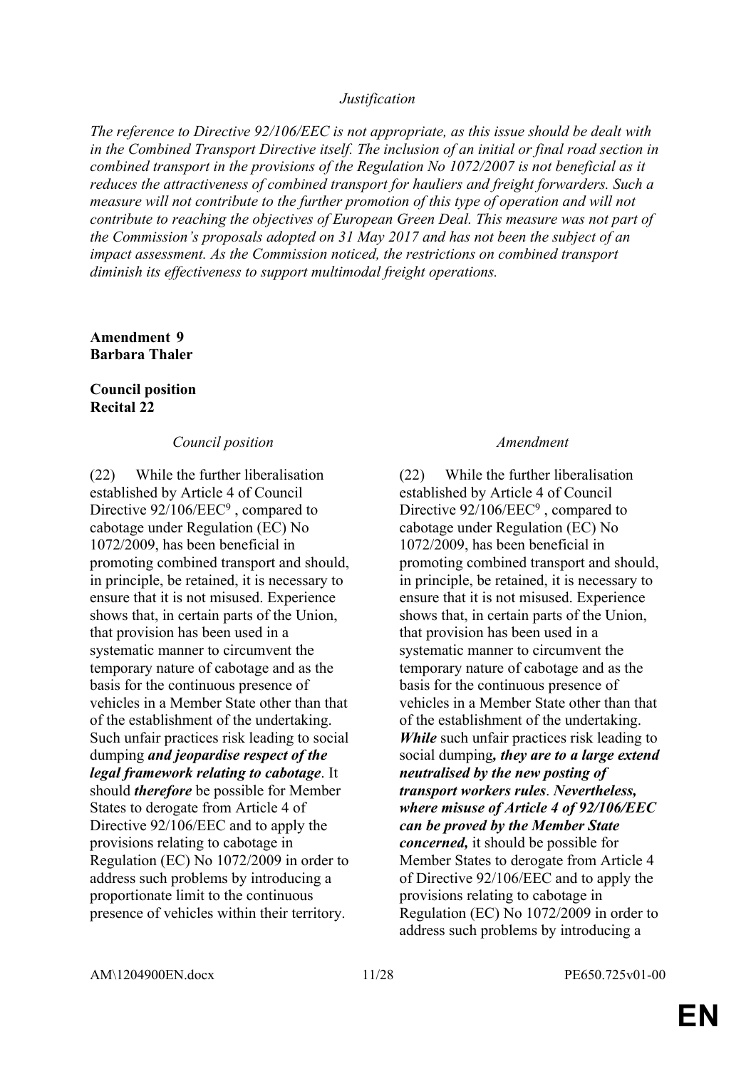*Justification*

*The reference to Directive 92/106/EEC is not appropriate, as this issue should be dealt with in the Combined Transport Directive itself. The inclusion of an initial or final road section in combined transport in the provisions of the Regulation No 1072/2007 is not beneficial as it reduces the attractiveness of combined transport for hauliers and freight forwarders. Such a measure will not contribute to the further promotion of this type of operation and will not contribute to reaching the objectives of European Green Deal. This measure was not part of the Commission's proposals adopted on 31 May 2017 and has not been the subject of an impact assessment. As the Commission noticed, the restrictions on combined transport diminish its effectiveness to support multimodal freight operations.*

**Amendment 9**
**Barbara Thaler**

**Council position**
**Recital 22**

| *Council position* | *Amendment* |
|---|---|
| (22) While the further liberalisation established by Article 4 of Council Directive 92/106/EEC[9] , compared to cabotage under Regulation (EC) No 1072/2009, has been beneficial in promoting combined transport and should, in principle, be retained, it is necessary to ensure that it is not misused. Experience shows that, in certain parts of the Union, that provision has been used in a systematic manner to circumvent the temporary nature of cabotage and as the basis for the continuous presence of vehicles in a Member State other than that of the establishment of the undertaking. Such unfair practices risk leading to social dumping ***and jeopardise respect of the legal framework relating to cabotage***. It should ***therefore*** be possible for Member States to derogate from Article 4 of Directive 92/106/EEC and to apply the provisions relating to cabotage in Regulation (EC) No 1072/2009 in order to address such problems by introducing a proportionate limit to the continuous presence of vehicles within their territory. | (22) While the further liberalisation established by Article 4 of Council Directive 92/106/EEC[9] , compared to cabotage under Regulation (EC) No 1072/2009, has been beneficial in promoting combined transport and should, in principle, be retained, it is necessary to ensure that it is not misused. Experience shows that, in certain parts of the Union, that provision has been used in a systematic manner to circumvent the temporary nature of cabotage and as the basis for the continuous presence of vehicles in a Member State other than that of the establishment of the undertaking. ***While*** such unfair practices risk leading to social dumping***, they are to a large extend neutralised by the new posting of transport workers rules***. ***Nevertheless, where misuse of Article 4 of 92/106/EEC can be proved by the Member State concerned,*** it should be possible for Member States to derogate from Article 4 of Directive 92/106/EEC and to apply the provisions relating to cabotage in Regulation (EC) No 1072/2009 in order to address such problems by introducing a |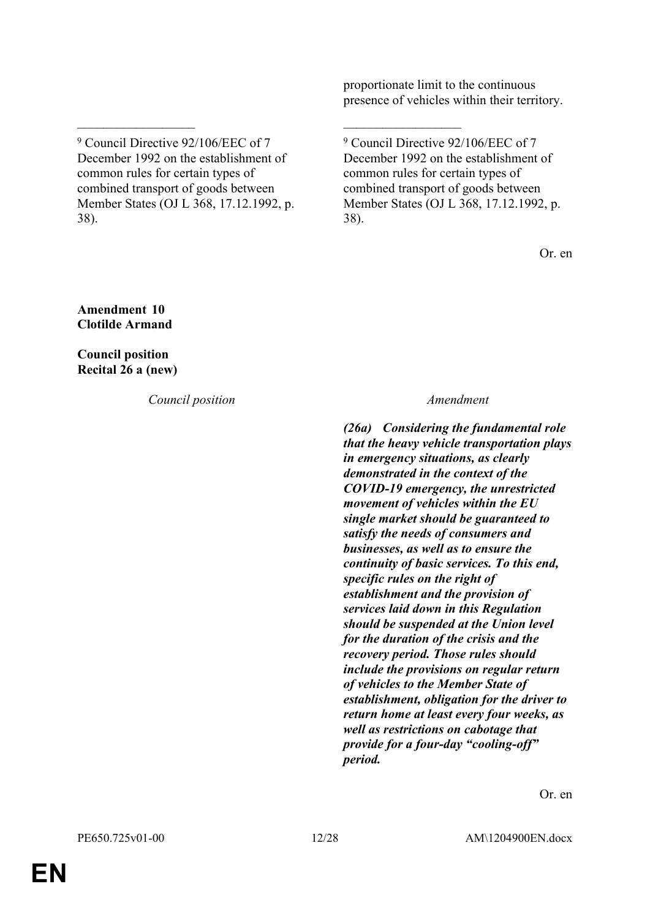| | |
|---|---|
| | proportionate limit to the continuous presence of vehicles within their territory. |
| __________________ | __________________ |
| [9] Council Directive 92/106/EEC of 7 December 1992 on the establishment of common rules for certain types of combined transport of goods between Member States (OJ L 368, 17.12.1992, p. 38). | [9] Council Directive 92/106/EEC of 7 December 1992 on the establishment of common rules for certain types of combined transport of goods between Member States (OJ L 368, 17.12.1992, p. 38). |

Or. en

**Amendment 10**
**Clotilde Armand**

**Council position**
**Recital 26 a (new)**

| *Council position* | *Amendment* |
|---|---|
| | ***(26a) Considering the fundamental role that the heavy vehicle transportation plays in emergency situations, as clearly demonstrated in the context of the COVID-19 emergency, the unrestricted movement of vehicles within the EU single market should be guaranteed to satisfy the needs of consumers and businesses, as well as to ensure the continuity of basic services. To this end, specific rules on the right of establishment and the provision of services laid down in this Regulation should be suspended at the Union level for the duration of the crisis and the recovery period. Those rules should include the provisions on regular return of vehicles to the Member State of establishment, obligation for the driver to return home at least every four weeks, as well as restrictions on cabotage that provide for a four-day "cooling-off" period.*** |

Or. en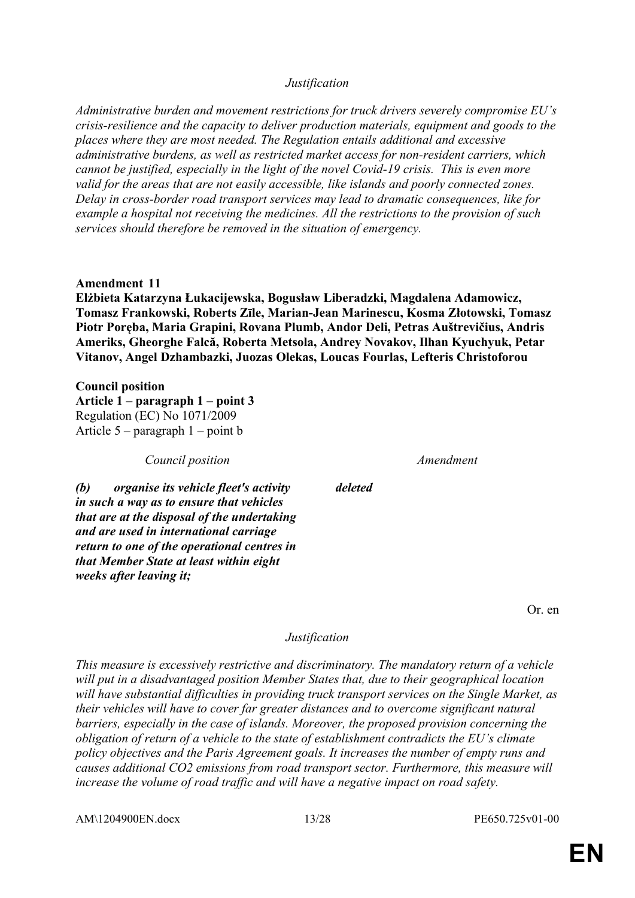*Justification*

*Administrative burden and movement restrictions for truck drivers severely compromise EU's crisis-resilience and the capacity to deliver production materials, equipment and goods to the places where they are most needed. The Regulation entails additional and excessive administrative burdens, as well as restricted market access for non-resident carriers, which cannot be justified, especially in the light of the novel Covid-19 crisis. This is even more valid for the areas that are not easily accessible, like islands and poorly connected zones. Delay in cross-border road transport services may lead to dramatic consequences, like for example a hospital not receiving the medicines. All the restrictions to the provision of such services should therefore be removed in the situation of emergency.*

**Amendment 11**
**Elżbieta Katarzyna Łukacijewska, Bogusław Liberadzki, Magdalena Adamowicz, Tomasz Frankowski, Roberts Zīle, Marian-Jean Marinescu, Kosma Złotowski, Tomasz Piotr Poręba, Maria Grapini, Rovana Plumb, Andor Deli, Petras Auštrevičius, Andris Ameriks, Gheorghe Falcă, Roberta Metsola, Andrey Novakov, Ilhan Kyuchyuk, Petar Vitanov, Angel Dzhambazki, Juozas Olekas, Loucas Fourlas, Lefteris Christoforou**

**Council position**
**Article 1 – paragraph 1 – point 3**
Regulation (EC) No 1071/2009
Article 5 – paragraph 1 – point b

| *Council position* | *Amendment* |
|---|---|
| ***(b) organise its vehicle fleet's activity in such a way as to ensure that vehicles that are at the disposal of the undertaking and are used in international carriage return to one of the operational centres in that Member State at least within eight weeks after leaving it;*** | ***deleted*** |

Or. en

*Justification*

*This measure is excessively restrictive and discriminatory. The mandatory return of a vehicle will put in a disadvantaged position Member States that, due to their geographical location will have substantial difficulties in providing truck transport services on the Single Market, as their vehicles will have to cover far greater distances and to overcome significant natural barriers, especially in the case of islands. Moreover, the proposed provision concerning the obligation of return of a vehicle to the state of establishment contradicts the EU's climate policy objectives and the Paris Agreement goals. It increases the number of empty runs and causes additional $CO_2$ emissions from road transport sector. Furthermore, this measure will increase the volume of road traffic and will have a negative impact on road safety.*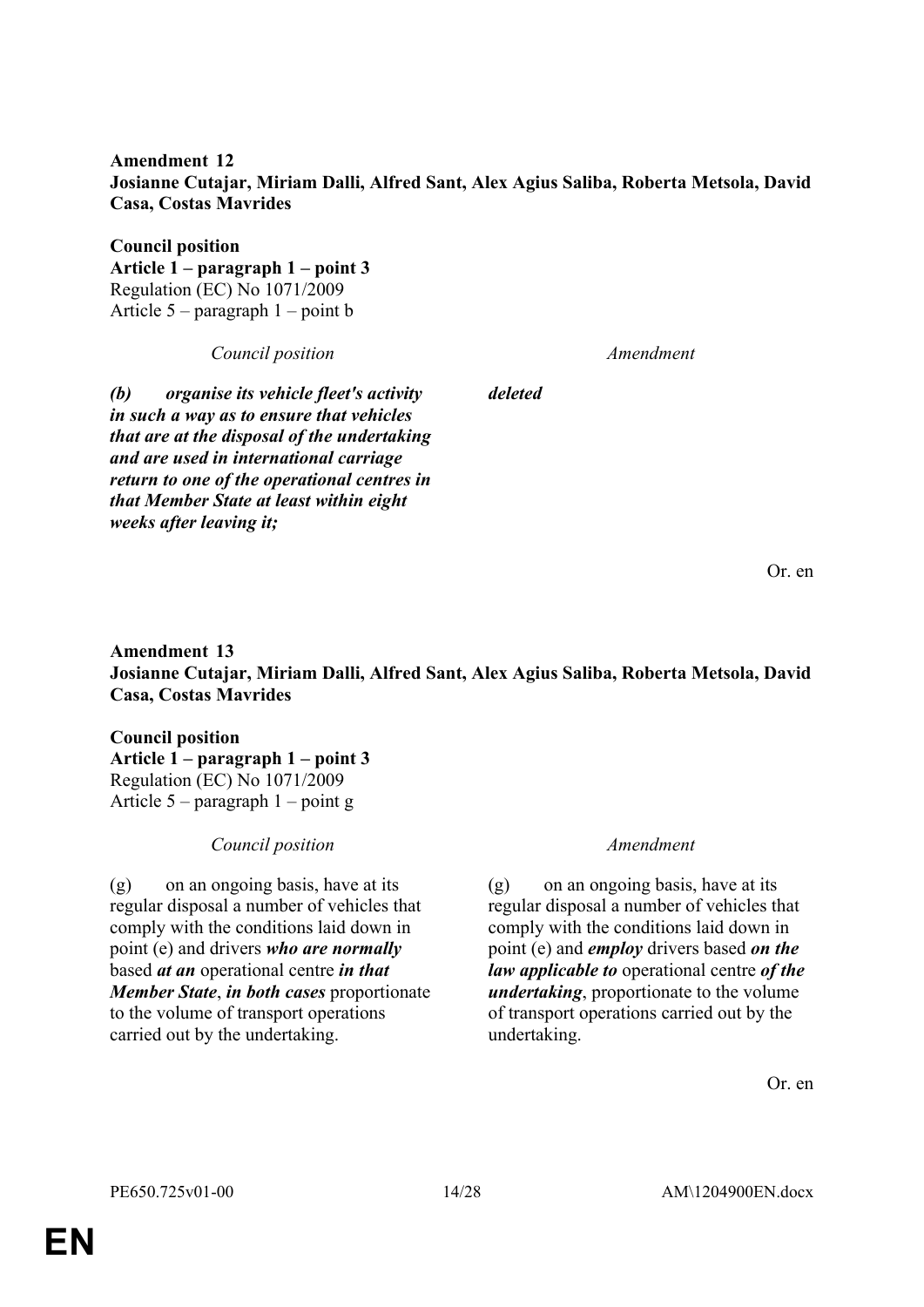**Amendment 12**
**Josianne Cutajar, Miriam Dalli, Alfred Sant, Alex Agius Saliba, Roberta Metsola, David Casa, Costas Mavrides**

**Council position**
**Article 1 – paragraph 1 – point 3**
Regulation (EC) No 1071/2009
Article 5 – paragraph 1 – point b

| *Council position* | *Amendment* |
|---|---|
| ***(b) organise its vehicle fleet's activity in such a way as to ensure that vehicles that are at the disposal of the undertaking and are used in international carriage return to one of the operational centres in that Member State at least within eight weeks after leaving it;*** | ***deleted*** |

Or. en

**Amendment 13**
**Josianne Cutajar, Miriam Dalli, Alfred Sant, Alex Agius Saliba, Roberta Metsola, David Casa, Costas Mavrides**

**Council position**
**Article 1 – paragraph 1 – point 3**
Regulation (EC) No 1071/2009
Article 5 – paragraph 1 – point g

| *Council position* | *Amendment* |
|---|---|
| (g) on an ongoing basis, have at its regular disposal a number of vehicles that comply with the conditions laid down in point (e) and drivers ***who are normally*** based ***at an*** operational centre ***in that Member State***, ***in both cases*** proportionate to the volume of transport operations carried out by the undertaking. | (g) on an ongoing basis, have at its regular disposal a number of vehicles that comply with the conditions laid down in point (e) and ***employ*** drivers based ***on the law applicable to*** operational centre ***of the undertaking***, proportionate to the volume of transport operations carried out by the undertaking. |

Or. en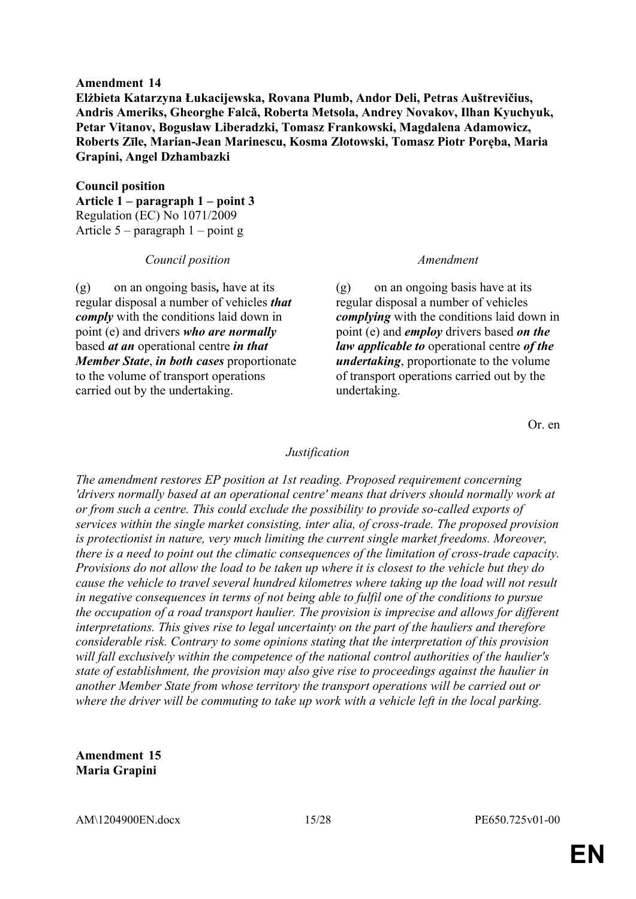**Amendment 14**
**Elżbieta Katarzyna Łukacijewska, Rovana Plumb, Andor Deli, Petras Auštrevičius, Andris Ameriks, Gheorghe Falcă, Roberta Metsola, Andrey Novakov, Ilhan Kyuchyuk, Petar Vitanov, Bogusław Liberadzki, Tomasz Frankowski, Magdalena Adamowicz, Roberts Zīle, Marian-Jean Marinescu, Kosma Złotowski, Tomasz Piotr Poręba, Maria Grapini, Angel Dzhambazki**

**Council position**
**Article 1 – paragraph 1 – point 3**
Regulation (EC) No 1071/2009
Article 5 – paragraph 1 – point g

| *Council position* | *Amendment* |
|---|---|
| (g) on an ongoing basis**,** have at its regular disposal a number of vehicles ***that comply*** with the conditions laid down in point (e) and drivers ***who are normally*** based ***at an*** operational centre ***in that Member State***, ***in both cases*** proportionate to the volume of transport operations carried out by the undertaking. | (g) on an ongoing basis have at its regular disposal a number of vehicles ***complying*** with the conditions laid down in point (e) and ***employ*** drivers based ***on the law applicable to*** operational centre ***of the undertaking***, proportionate to the volume of transport operations carried out by the undertaking. |

Or. en

*Justification*

*The amendment restores EP position at 1st reading. Proposed requirement concerning 'drivers normally based at an operational centre' means that drivers should normally work at or from such a centre. This could exclude the possibility to provide so-called exports of services within the single market consisting, inter alia, of cross-trade. The proposed provision is protectionist in nature, very much limiting the current single market freedoms. Moreover, there is a need to point out the climatic consequences of the limitation of cross-trade capacity. Provisions do not allow the load to be taken up where it is closest to the vehicle but they do cause the vehicle to travel several hundred kilometres where taking up the load will not result in negative consequences in terms of not being able to fulfil one of the conditions to pursue the occupation of a road transport haulier. The provision is imprecise and allows for different interpretations. This gives rise to legal uncertainty on the part of the hauliers and therefore considerable risk. Contrary to some opinions stating that the interpretation of this provision will fall exclusively within the competence of the national control authorities of the haulier's state of establishment, the provision may also give rise to proceedings against the haulier in another Member State from whose territory the transport operations will be carried out or where the driver will be commuting to take up work with a vehicle left in the local parking.*

**Amendment 15**
**Maria Grapini**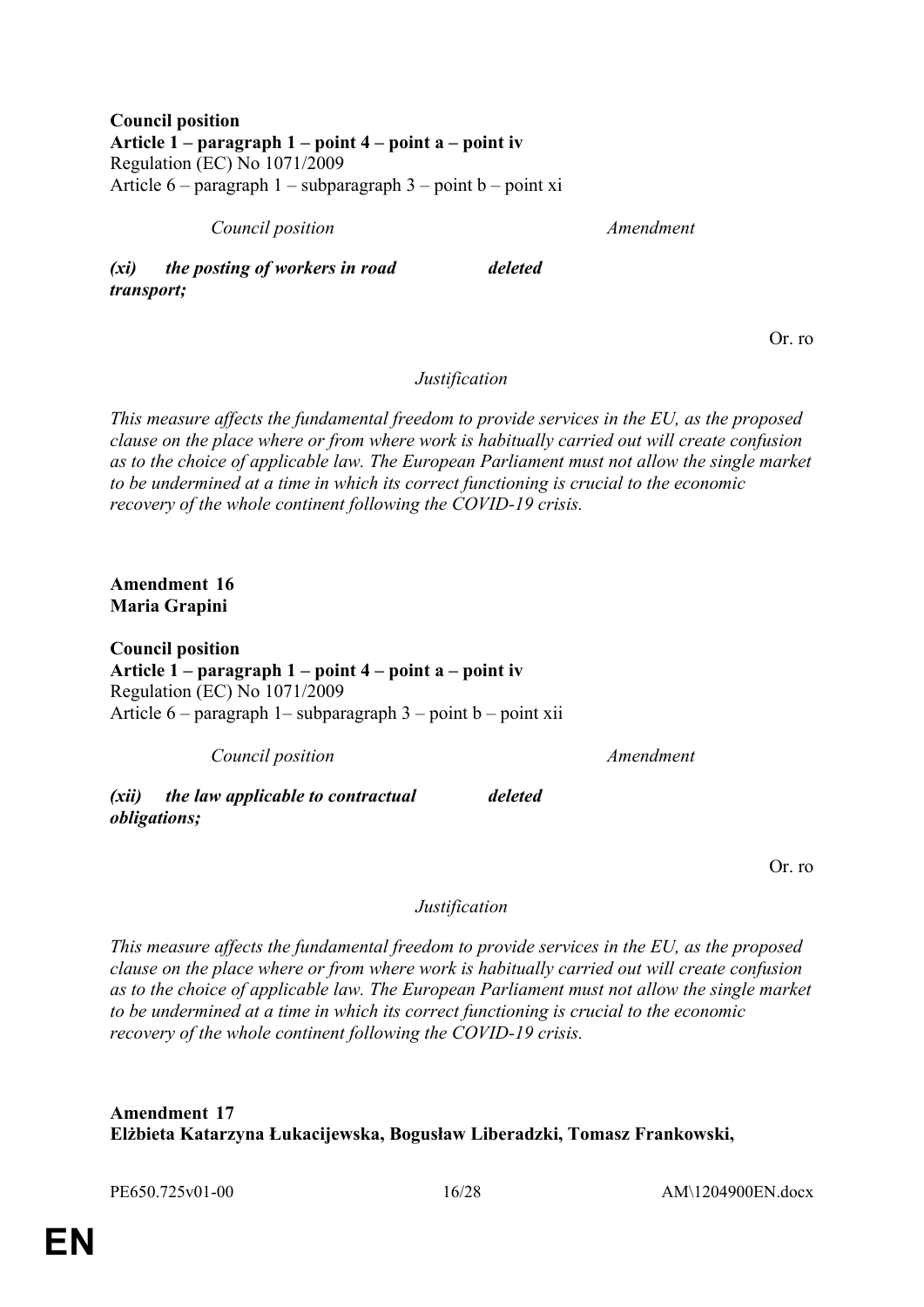**Council position**
**Article 1 – paragraph 1 – point 4 – point a – point iv**
Regulation (EC) No 1071/2009
Article 6 – paragraph 1 – subparagraph 3 – point b – point xi

| *Council position* | *Amendment* |
|---|---|
| ***(xi) the posting of workers in road transport;*** | ***deleted*** |

Or. ro

*Justification*

*This measure affects the fundamental freedom to provide services in the EU, as the proposed clause on the place where or from where work is habitually carried out will create confusion as to the choice of applicable law. The European Parliament must not allow the single market to be undermined at a time in which its correct functioning is crucial to the economic recovery of the whole continent following the COVID-19 crisis.*

**Amendment 16**
**Maria Grapini**

**Council position**
**Article 1 – paragraph 1 – point 4 – point a – point iv**
Regulation (EC) No 1071/2009
Article 6 – paragraph 1– subparagraph 3 – point b – point xii

| *Council position* | *Amendment* |
|---|---|
| ***(xii) the law applicable to contractual obligations;*** | ***deleted*** |

Or. ro

*Justification*

*This measure affects the fundamental freedom to provide services in the EU, as the proposed clause on the place where or from where work is habitually carried out will create confusion as to the choice of applicable law. The European Parliament must not allow the single market to be undermined at a time in which its correct functioning is crucial to the economic recovery of the whole continent following the COVID-19 crisis.*

**Amendment 17**
**Elżbieta Katarzyna Łukacijewska, Bogusław Liberadzki, Tomasz Frankowski,**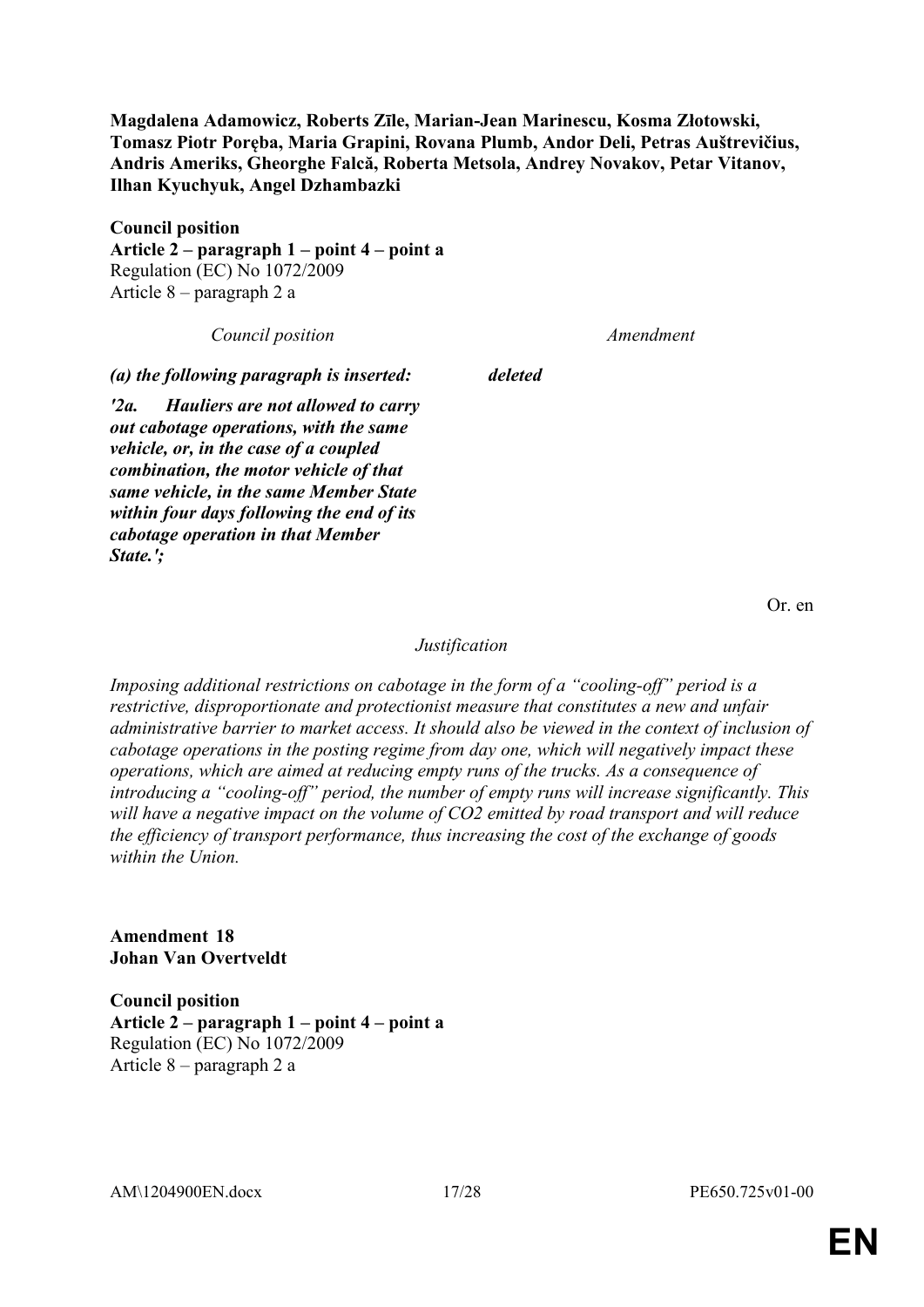**Magdalena Adamowicz, Roberts Zīle, Marian-Jean Marinescu, Kosma Złotowski, Tomasz Piotr Poręba, Maria Grapini, Rovana Plumb, Andor Deli, Petras Auštrevičius, Andris Ameriks, Gheorghe Falcă, Roberta Metsola, Andrey Novakov, Petar Vitanov, Ilhan Kyuchyuk, Angel Dzhambazki**

**Council position**
**Article 2 – paragraph 1 – point 4 – point a**
Regulation (EC) No 1072/2009
Article 8 – paragraph 2 a

| *Council position* | *Amendment* |
|---|---|
| ***(a) the following paragraph is inserted:*** | ***deleted*** |
| ***'2a. Hauliers are not allowed to carry out cabotage operations, with the same vehicle, or, in the case of a coupled combination, the motor vehicle of that same vehicle, in the same Member State within four days following the end of its cabotage operation in that Member State.';*** | |

Or. en

*Justification*

*Imposing additional restrictions on cabotage in the form of a "cooling-off" period is a restrictive, disproportionate and protectionist measure that constitutes a new and unfair administrative barrier to market access. It should also be viewed in the context of inclusion of cabotage operations in the posting regime from day one, which will negatively impact these operations, which are aimed at reducing empty runs of the trucks. As a consequence of introducing a "cooling-off" period, the number of empty runs will increase significantly. This will have a negative impact on the volume of CO2 emitted by road transport and will reduce the efficiency of transport performance, thus increasing the cost of the exchange of goods within the Union.*

**Amendment 18**
**Johan Van Overtveldt**

**Council position**
**Article 2 – paragraph 1 – point 4 – point a**
Regulation (EC) No 1072/2009
Article 8 – paragraph 2 a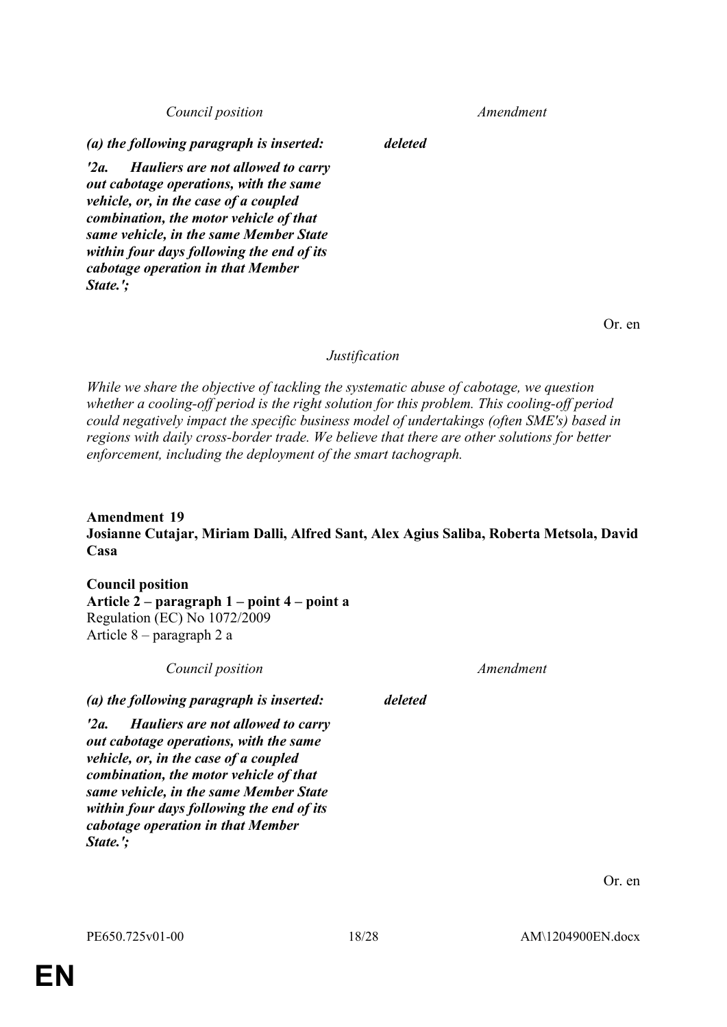| *Council position* | *Amendment* |
|---|---|
| ***(a) the following paragraph is inserted:*** | ***deleted*** |
| ***'2a. Hauliers are not allowed to carry out cabotage operations, with the same vehicle, or, in the case of a coupled combination, the motor vehicle of that same vehicle, in the same Member State within four days following the end of its cabotage operation in that Member State.';*** | |

Or. en

*Justification*

*While we share the objective of tackling the systematic abuse of cabotage, we question whether a cooling-off period is the right solution for this problem. This cooling-off period could negatively impact the specific business model of undertakings (often SME's) based in regions with daily cross-border trade. We believe that there are other solutions for better enforcement, including the deployment of the smart tachograph.*

**Amendment 19**
**Josianne Cutajar, Miriam Dalli, Alfred Sant, Alex Agius Saliba, Roberta Metsola, David Casa**

**Council position**
**Article 2 – paragraph 1 – point 4 – point a**
Regulation (EC) No 1072/2009
Article 8 – paragraph 2 a

| *Council position* | *Amendment* |
|---|---|
| ***(a) the following paragraph is inserted:*** | ***deleted*** |
| ***'2a. Hauliers are not allowed to carry out cabotage operations, with the same vehicle, or, in the case of a coupled combination, the motor vehicle of that same vehicle, in the same Member State within four days following the end of its cabotage operation in that Member State.';*** | |

Or. en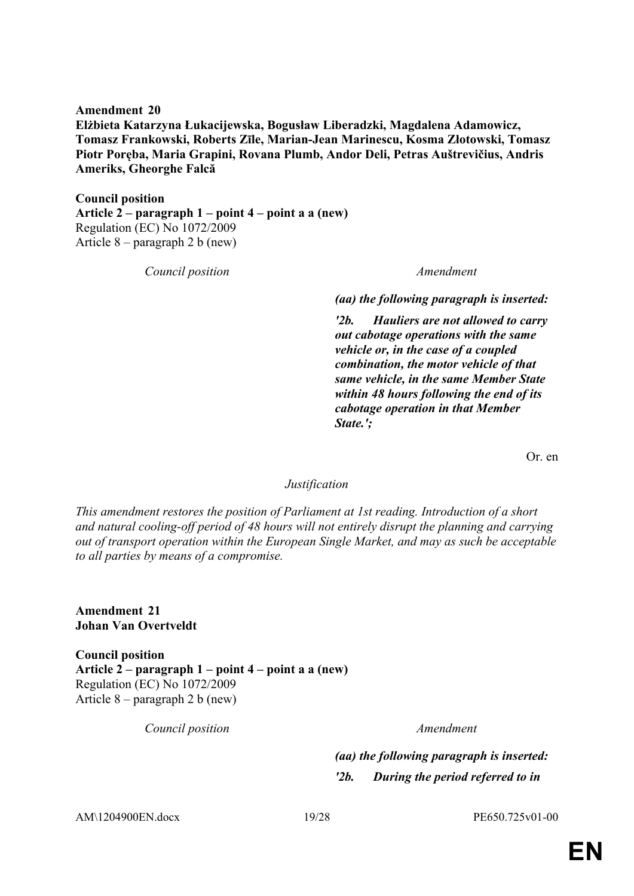**Amendment 20**
**Elżbieta Katarzyna Łukacijewska, Bogusław Liberadzki, Magdalena Adamowicz, Tomasz Frankowski, Roberts Zīle, Marian-Jean Marinescu, Kosma Złotowski, Tomasz Piotr Poręba, Maria Grapini, Rovana Plumb, Andor Deli, Petras Auštrevičius, Andris Ameriks, Gheorghe Falcă**

**Council position**
**Article 2 – paragraph 1 – point 4 – point a a (new)**
Regulation (EC) No 1072/2009
Article 8 – paragraph 2 b (new)

| *Council position* | *Amendment* |
|---|---|
| | ***(aa) the following paragraph is inserted:*** |
| | ***'2b. Hauliers are not allowed to carry out cabotage operations with the same vehicle or, in the case of a coupled combination, the motor vehicle of that same vehicle, in the same Member State within 48 hours following the end of its cabotage operation in that Member State.';*** |

Or. en

*Justification*

*This amendment restores the position of Parliament at 1st reading. Introduction of a short and natural cooling-off period of 48 hours will not entirely disrupt the planning and carrying out of transport operation within the European Single Market, and may as such be acceptable to all parties by means of a compromise.*

**Amendment 21**
**Johan Van Overtveldt**

**Council position**
**Article 2 – paragraph 1 – point 4 – point a a (new)**
Regulation (EC) No 1072/2009
Article 8 – paragraph 2 b (new)

| *Council position* | *Amendment* |
|---|---|
| | ***(aa) the following paragraph is inserted:*** |
| | ***'2b. During the period referred to in*** |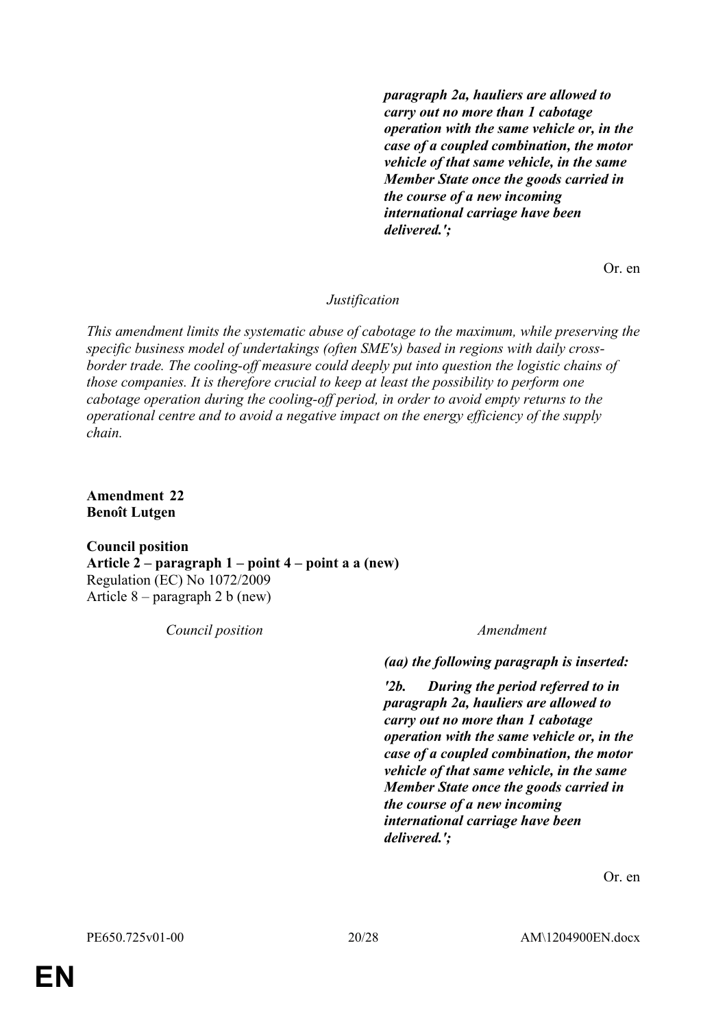***paragraph 2a, hauliers are allowed to carry out no more than 1 cabotage operation with the same vehicle or, in the case of a coupled combination, the motor vehicle of that same vehicle, in the same Member State once the goods carried in the course of a new incoming international carriage have been delivered.';***

Or. en

*Justification*

*This amendment limits the systematic abuse of cabotage to the maximum, while preserving the specific business model of undertakings (often SME's) based in regions with daily cross-border trade. The cooling-off measure could deeply put into question the logistic chains of those companies. It is therefore crucial to keep at least the possibility to perform one cabotage operation during the cooling-off period, in order to avoid empty returns to the operational centre and to avoid a negative impact on the energy efficiency of the supply chain.*

**Amendment 22**
**Benoît Lutgen**

**Council position**
**Article 2 – paragraph 1 – point 4 – point a a (new)**
Regulation (EC) No 1072/2009
Article 8 – paragraph 2 b (new)

| *Council position* | *Amendment* |
|---|---|
| | ***(aa) the following paragraph is inserted:*** |
| | ***'2b. During the period referred to in paragraph 2a, hauliers are allowed to carry out no more than 1 cabotage operation with the same vehicle or, in the case of a coupled combination, the motor vehicle of that same vehicle, in the same Member State once the goods carried in the course of a new incoming international carriage have been delivered.';*** |

Or. en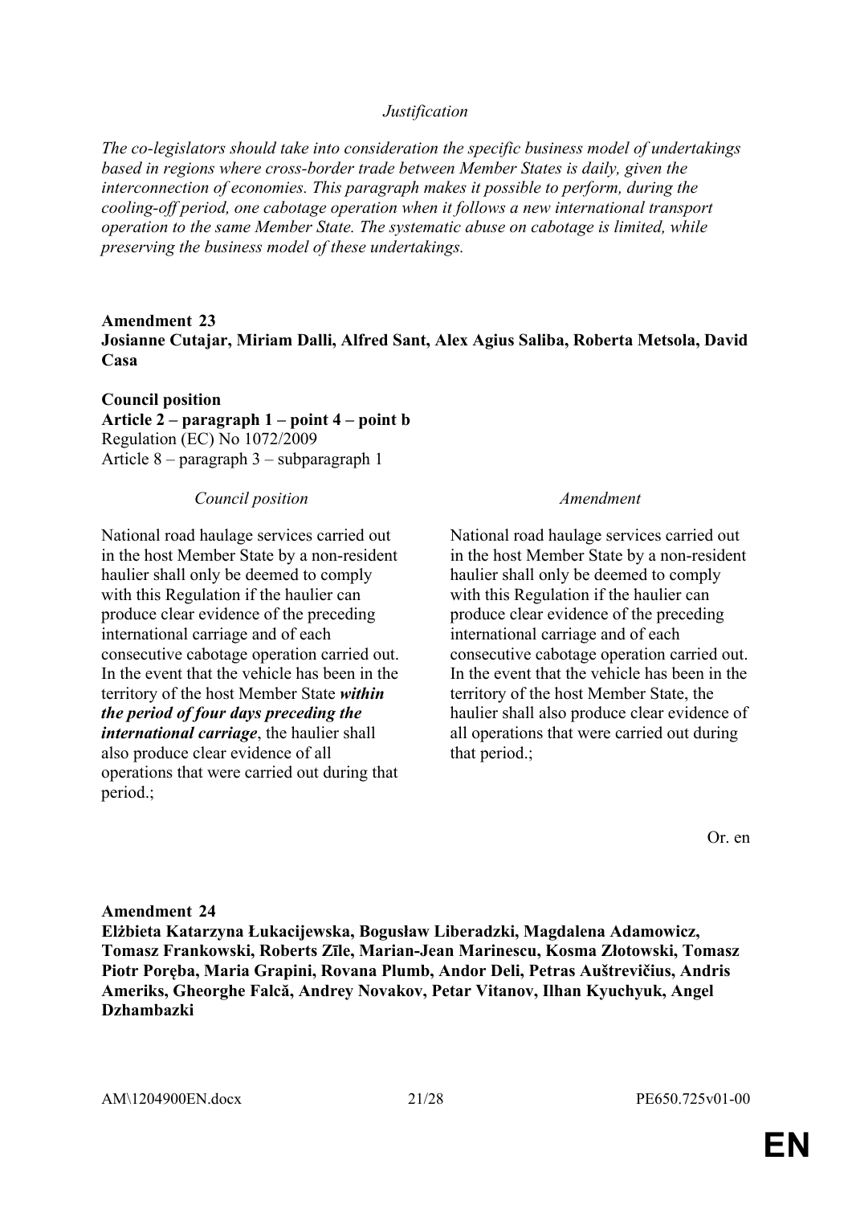*Justification*

*The co-legislators should take into consideration the specific business model of undertakings based in regions where cross-border trade between Member States is daily, given the interconnection of economies. This paragraph makes it possible to perform, during the cooling-off period, one cabotage operation when it follows a new international transport operation to the same Member State. The systematic abuse on cabotage is limited, while preserving the business model of these undertakings.*

**Amendment 23**
**Josianne Cutajar, Miriam Dalli, Alfred Sant, Alex Agius Saliba, Roberta Metsola, David Casa**

**Council position**
**Article 2 – paragraph 1 – point 4 – point b**
Regulation (EC) No 1072/2009
Article 8 – paragraph 3 – subparagraph 1

| *Council position* | *Amendment* |
|---|---|
| National road haulage services carried out in the host Member State by a non-resident haulier shall only be deemed to comply with this Regulation if the haulier can produce clear evidence of the preceding international carriage and of each consecutive cabotage operation carried out. In the event that the vehicle has been in the territory of the host Member State ***within the period of four days preceding the international carriage***, the haulier shall also produce clear evidence of all operations that were carried out during that period.; | National road haulage services carried out in the host Member State by a non-resident haulier shall only be deemed to comply with this Regulation if the haulier can produce clear evidence of the preceding international carriage and of each consecutive cabotage operation carried out. In the event that the vehicle has been in the territory of the host Member State, the haulier shall also produce clear evidence of all operations that were carried out during that period.; |

Or. en

**Amendment 24**
**Elżbieta Katarzyna Łukacijewska, Bogusław Liberadzki, Magdalena Adamowicz, Tomasz Frankowski, Roberts Zīle, Marian-Jean Marinescu, Kosma Złotowski, Tomasz Piotr Poręba, Maria Grapini, Rovana Plumb, Andor Deli, Petras Auštrevičius, Andris Ameriks, Gheorghe Falcă, Andrey Novakov, Petar Vitanov, Ilhan Kyuchyuk, Angel Dzhambazki**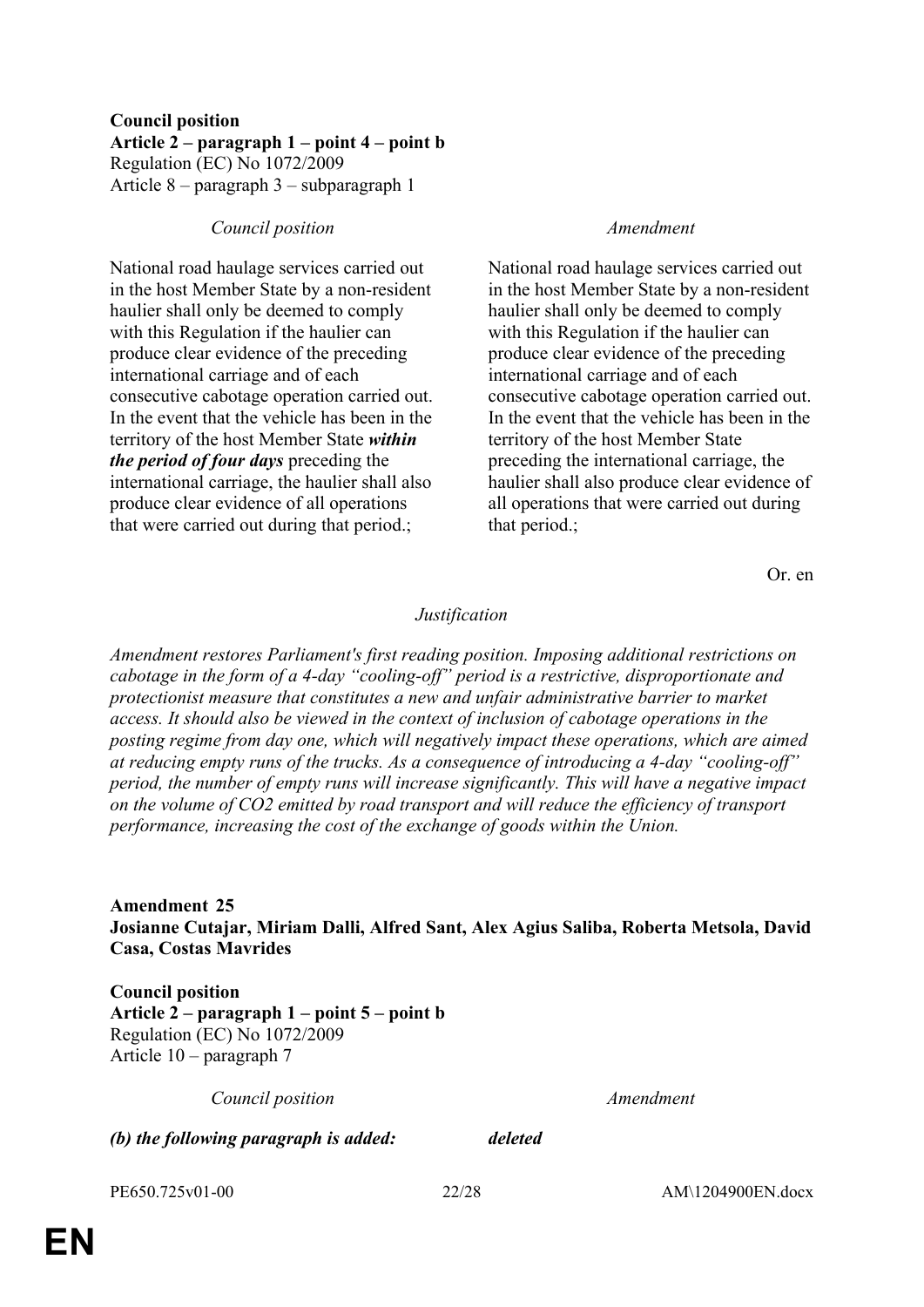**Council position**
**Article 2 – paragraph 1 – point 4 – point b**
Regulation (EC) No 1072/2009
Article 8 – paragraph 3 – subparagraph 1

| *Council position* | *Amendment* |
|---|---|
| National road haulage services carried out in the host Member State by a non-resident haulier shall only be deemed to comply with this Regulation if the haulier can produce clear evidence of the preceding international carriage and of each consecutive cabotage operation carried out. In the event that the vehicle has been in the territory of the host Member State ***within the period of four days*** preceding the international carriage, the haulier shall also produce clear evidence of all operations that were carried out during that period.; | National road haulage services carried out in the host Member State by a non-resident haulier shall only be deemed to comply with this Regulation if the haulier can produce clear evidence of the preceding international carriage and of each consecutive cabotage operation carried out. In the event that the vehicle has been in the territory of the host Member State preceding the international carriage, the haulier shall also produce clear evidence of all operations that were carried out during that period.; |

Or. en

*Justification*

*Amendment restores Parliament's first reading position. Imposing additional restrictions on cabotage in the form of a 4-day "cooling-off" period is a restrictive, disproportionate and protectionist measure that constitutes a new and unfair administrative barrier to market access. It should also be viewed in the context of inclusion of cabotage operations in the posting regime from day one, which will negatively impact these operations, which are aimed at reducing empty runs of the trucks. As a consequence of introducing a 4-day "cooling-off" period, the number of empty runs will increase significantly. This will have a negative impact on the volume of $CO_2$ emitted by road transport and will reduce the efficiency of transport performance, increasing the cost of the exchange of goods within the Union.*

**Amendment 25**
**Josianne Cutajar, Miriam Dalli, Alfred Sant, Alex Agius Saliba, Roberta Metsola, David Casa, Costas Mavrides**

**Council position**
**Article 2 – paragraph 1 – point 5 – point b**
Regulation (EC) No 1072/2009
Article 10 – paragraph 7

| *Council position* | *Amendment* |
|---|---|
| ***(b) the following paragraph is added:*** | ***deleted*** |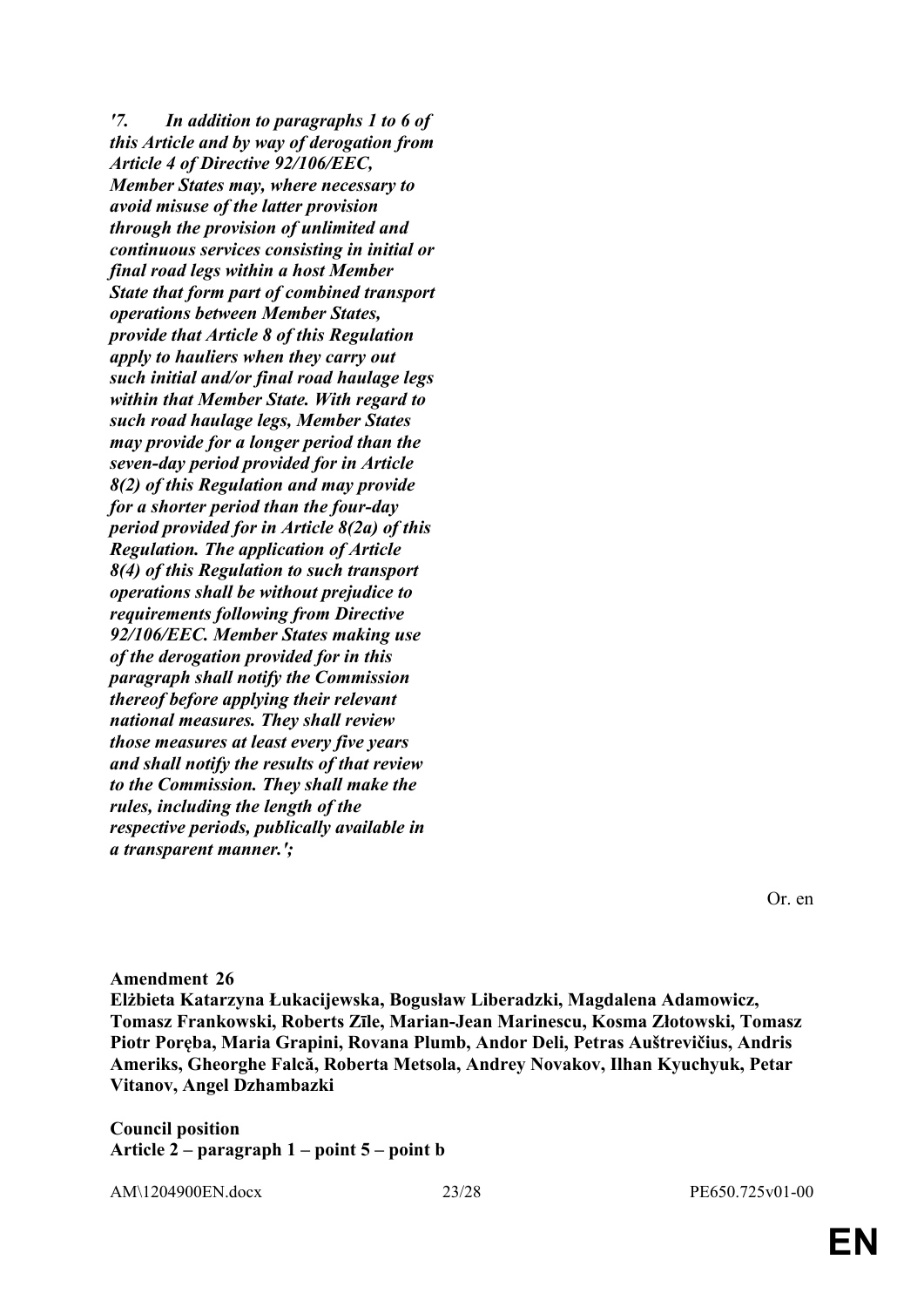*'7. In addition to paragraphs 1 to 6 of this Article and by way of derogation from Article 4 of Directive 92/106/EEC, Member States may, where necessary to avoid misuse of the latter provision through the provision of unlimited and continuous services consisting in initial or final road legs within a host Member State that form part of combined transport operations between Member States, provide that Article 8 of this Regulation apply to hauliers when they carry out such initial and/or final road haulage legs within that Member State. With regard to such road haulage legs, Member States may provide for a longer period than the seven-day period provided for in Article 8(2) of this Regulation and may provide for a shorter period than the four-day period provided for in Article 8(2a) of this Regulation. The application of Article 8(4) of this Regulation to such transport operations shall be without prejudice to requirements following from Directive 92/106/EEC. Member States making use of the derogation provided for in this paragraph shall notify the Commission thereof before applying their relevant national measures. They shall review those measures at least every five years and shall notify the results of that review to the Commission. They shall make the rules, including the length of the respective periods, publically available in a transparent manner.';***

Or. en

**Amendment 26**
**Elżbieta Katarzyna Łukacijewska, Bogusław Liberadzki, Magdalena Adamowicz, Tomasz Frankowski, Roberts Zīle, Marian-Jean Marinescu, Kosma Złotowski, Tomasz Piotr Poręba, Maria Grapini, Rovana Plumb, Andor Deli, Petras Auštrevičius, Andris Ameriks, Gheorghe Falcă, Roberta Metsola, Andrey Novakov, Ilhan Kyuchyuk, Petar Vitanov, Angel Dzhambazki**

**Council position**
**Article 2 – paragraph 1 – point 5 – point b**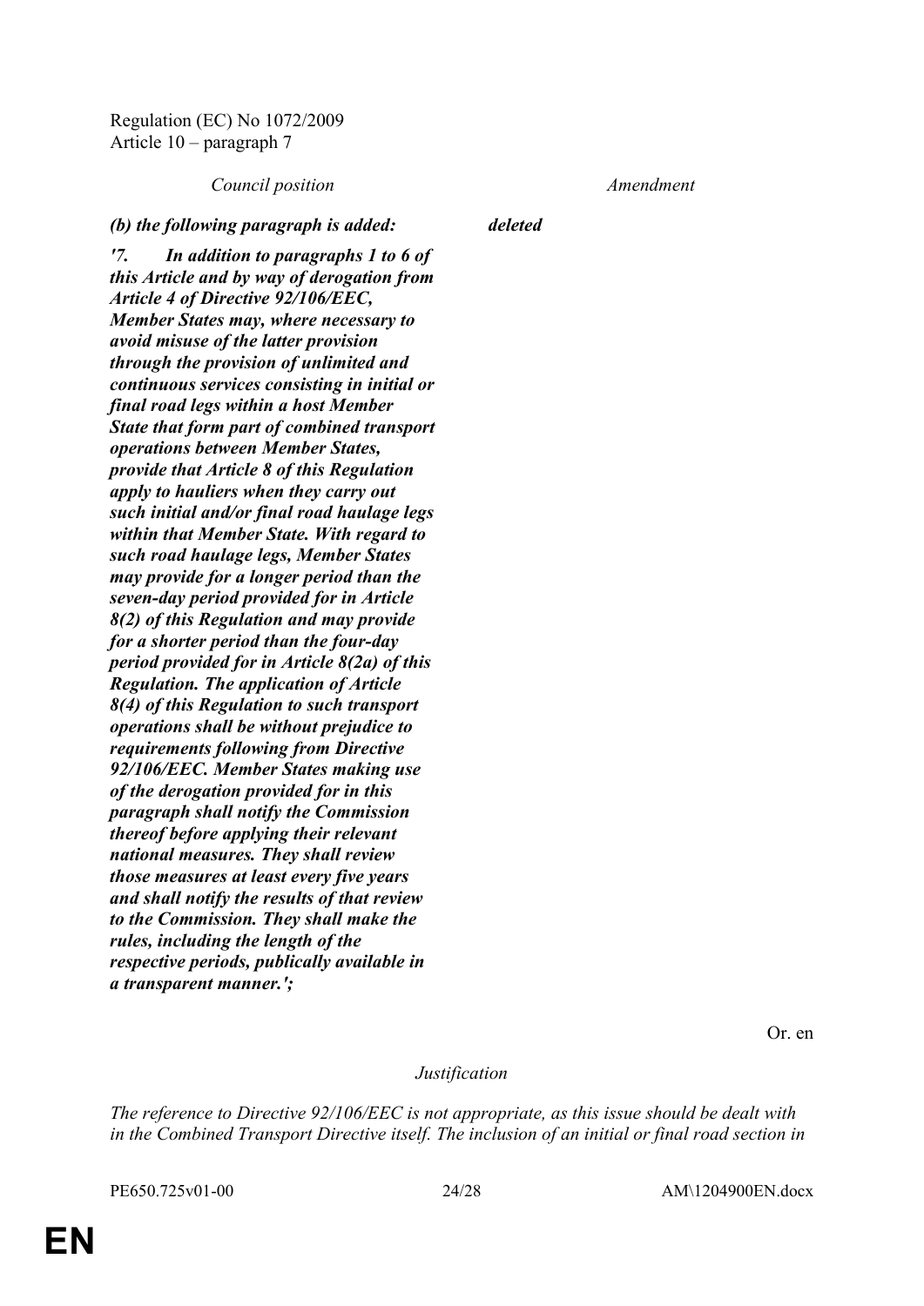Regulation (EC) No 1072/2009
Article 10 – paragraph 7

| *Council position* | *Amendment* |
|---|---|
| ***(b) the following paragraph is added:*** | ***deleted*** |
| ***'7. In addition to paragraphs 1 to 6 of this Article and by way of derogation from Article 4 of Directive 92/106/EEC, Member States may, where necessary to avoid misuse of the latter provision through the provision of unlimited and continuous services consisting in initial or final road legs within a host Member State that form part of combined transport operations between Member States, provide that Article 8 of this Regulation apply to hauliers when they carry out such initial and/or final road haulage legs within that Member State. With regard to such road haulage legs, Member States may provide for a longer period than the seven-day period provided for in Article 8(2) of this Regulation and may provide for a shorter period than the four-day period provided for in Article 8(2a) of this Regulation. The application of Article 8(4) of this Regulation to such transport operations shall be without prejudice to requirements following from Directive 92/106/EEC. Member States making use of the derogation provided for in this paragraph shall notify the Commission thereof before applying their relevant national measures. They shall review those measures at least every five years and shall notify the results of that review to the Commission. They shall make the rules, including the length of the respective periods, publically available in a transparent manner.';*** | |

Or. en

*Justification*

*The reference to Directive 92/106/EEC is not appropriate, as this issue should be dealt with in the Combined Transport Directive itself. The inclusion of an initial or final road section in*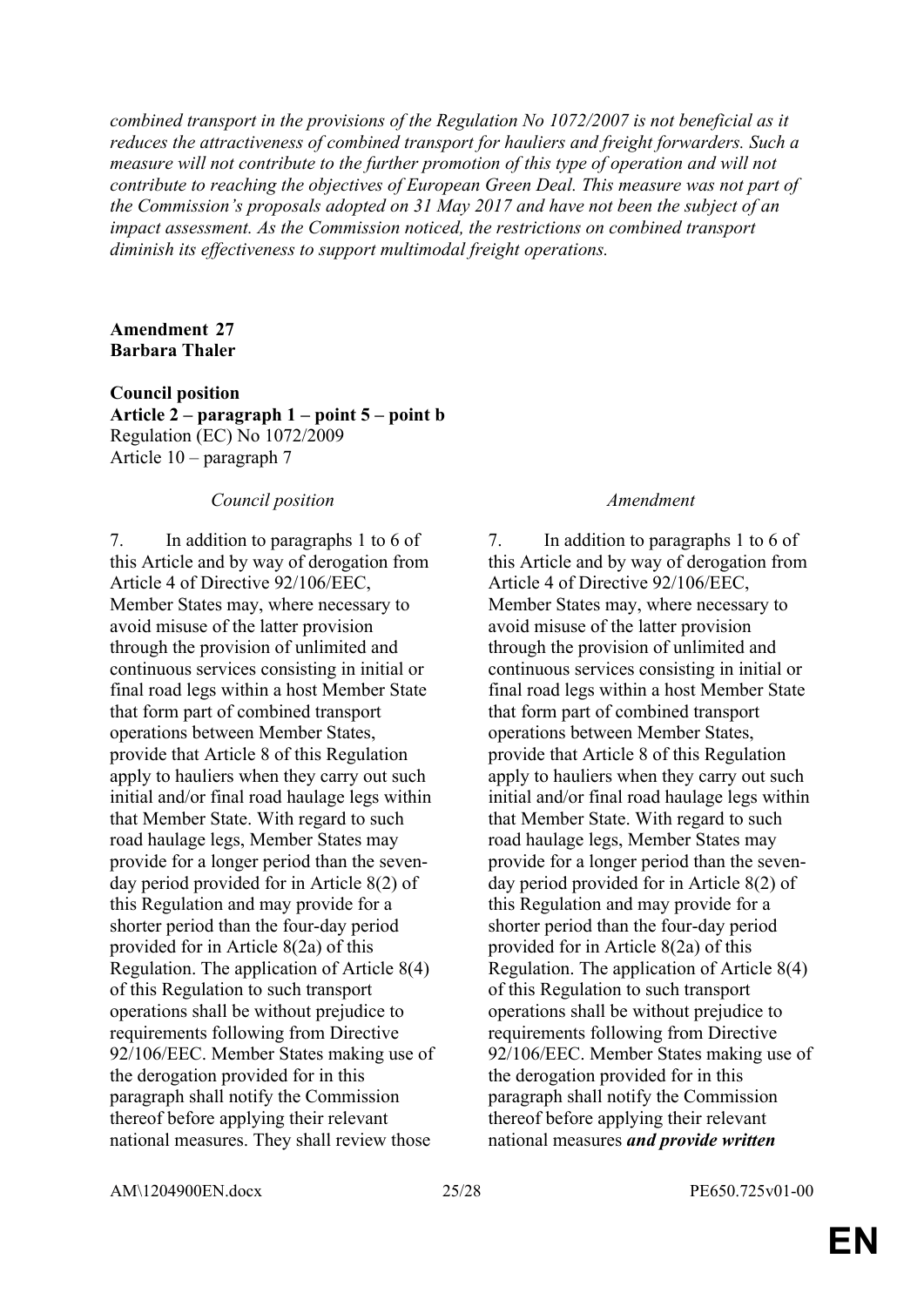*combined transport in the provisions of the Regulation No 1072/2007 is not beneficial as it reduces the attractiveness of combined transport for hauliers and freight forwarders. Such a measure will not contribute to the further promotion of this type of operation and will not contribute to reaching the objectives of European Green Deal. This measure was not part of the Commission's proposals adopted on 31 May 2017 and have not been the subject of an impact assessment. As the Commission noticed, the restrictions on combined transport diminish its effectiveness to support multimodal freight operations.*

**Amendment 27**
**Barbara Thaler**

**Council position**
**Article 2 – paragraph 1 – point 5 – point b**
Regulation (EC) No 1072/2009
Article 10 – paragraph 7

| *Council position* | *Amendment* |
|---|---|
| 7. In addition to paragraphs 1 to 6 of this Article and by way of derogation from Article 4 of Directive 92/106/EEC, Member States may, where necessary to avoid misuse of the latter provision through the provision of unlimited and continuous services consisting in initial or final road legs within a host Member State that form part of combined transport operations between Member States, provide that Article 8 of this Regulation apply to hauliers when they carry out such initial and/or final road haulage legs within that Member State. With regard to such road haulage legs, Member States may provide for a longer period than the seven-day period provided for in Article 8(2) of this Regulation and may provide for a shorter period than the four-day period provided for in Article 8(2a) of this Regulation. The application of Article 8(4) of this Regulation to such transport operations shall be without prejudice to requirements following from Directive 92/106/EEC. Member States making use of the derogation provided for in this paragraph shall notify the Commission thereof before applying their relevant national measures. They shall review those | 7. In addition to paragraphs 1 to 6 of this Article and by way of derogation from Article 4 of Directive 92/106/EEC, Member States may, where necessary to avoid misuse of the latter provision through the provision of unlimited and continuous services consisting in initial or final road legs within a host Member State that form part of combined transport operations between Member States, provide that Article 8 of this Regulation apply to hauliers when they carry out such initial and/or final road haulage legs within that Member State. With regard to such road haulage legs, Member States may provide for a longer period than the seven-day period provided for in Article 8(2) of this Regulation and may provide for a shorter period than the four-day period provided for in Article 8(2a) of this Regulation. The application of Article 8(4) of this Regulation to such transport operations shall be without prejudice to requirements following from Directive 92/106/EEC. Member States making use of the derogation provided for in this paragraph shall notify the Commission thereof before applying their relevant national measures ***and provide written*** |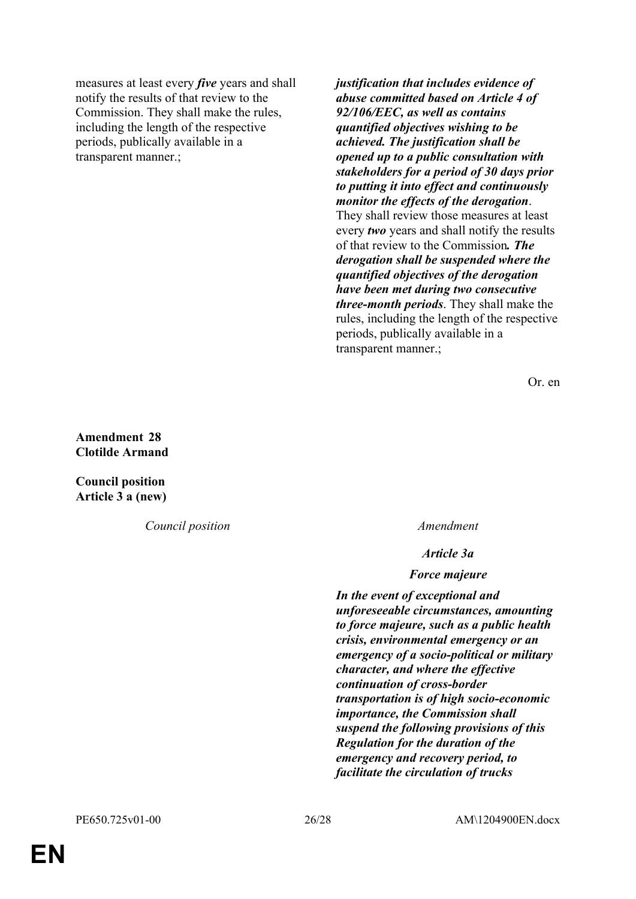| | |
|---|---|
| measures at least every ***five*** years and shall notify the results of that review to the Commission. They shall make the rules, including the length of the respective periods, publically available in a transparent manner.; | ***justification that includes evidence of abuse committed based on Article 4 of 92/106/EEC, as well as contains quantified objectives wishing to be achieved. The justification shall be opened up to a public consultation with stakeholders for a period of 30 days prior to putting it into effect and continuously monitor the effects of the derogation***. They shall review those measures at least every ***two*** years and shall notify the results of that review to the Commission***. The derogation shall be suspended where the quantified objectives of the derogation have been met during two consecutive three-month periods***. They shall make the rules, including the length of the respective periods, publically available in a transparent manner.; |

Or. en

**Amendment 28**
**Clotilde Armand**

**Council position**
**Article 3 a (new)**

| *Council position* | *Amendment* |
|---|---|
| | ***Article 3a*** |
| | ***Force majeure*** |
| | ***In the event of exceptional and unforeseeable circumstances, amounting to force majeure, such as a public health crisis, environmental emergency or an emergency of a socio-political or military character, and where the effective continuation of cross-border transportation is of high socio-economic importance, the Commission shall suspend the following provisions of this Regulation for the duration of the emergency and recovery period, to facilitate the circulation of trucks*** |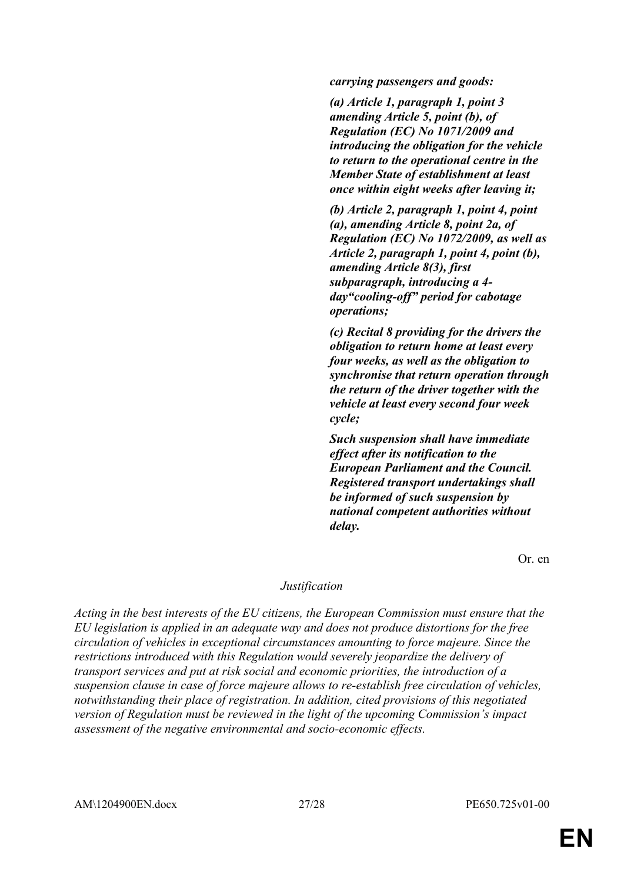***carrying passengers and goods:***

***(a) Article 1, paragraph 1, point 3 amending Article 5, point (b), of Regulation (EC) No 1071/2009 and introducing the obligation for the vehicle to return to the operational centre in the Member State of establishment at least once within eight weeks after leaving it;***

***(b) Article 2, paragraph 1, point 4, point (a), amending Article 8, point 2a, of Regulation (EC) No 1072/2009, as well as Article 2, paragraph 1, point 4, point (b), amending Article 8(3), first subparagraph, introducing a 4-day"cooling-off" period for cabotage operations;***

***(c) Recital 8 providing for the drivers the obligation to return home at least every four weeks, as well as the obligation to synchronise that return operation through the return of the driver together with the vehicle at least every second four week cycle;***

***Such suspension shall have immediate effect after its notification to the European Parliament and the Council. Registered transport undertakings shall be informed of such suspension by national competent authorities without delay.***

Or. en

*Justification*

*Acting in the best interests of the EU citizens, the European Commission must ensure that the EU legislation is applied in an adequate way and does not produce distortions for the free circulation of vehicles in exceptional circumstances amounting to force majeure. Since the restrictions introduced with this Regulation would severely jeopardize the delivery of transport services and put at risk social and economic priorities, the introduction of a suspension clause in case of force majeure allows to re-establish free circulation of vehicles, notwithstanding their place of registration. In addition, cited provisions of this negotiated version of Regulation must be reviewed in the light of the upcoming Commission's impact assessment of the negative environmental and socio-economic effects.*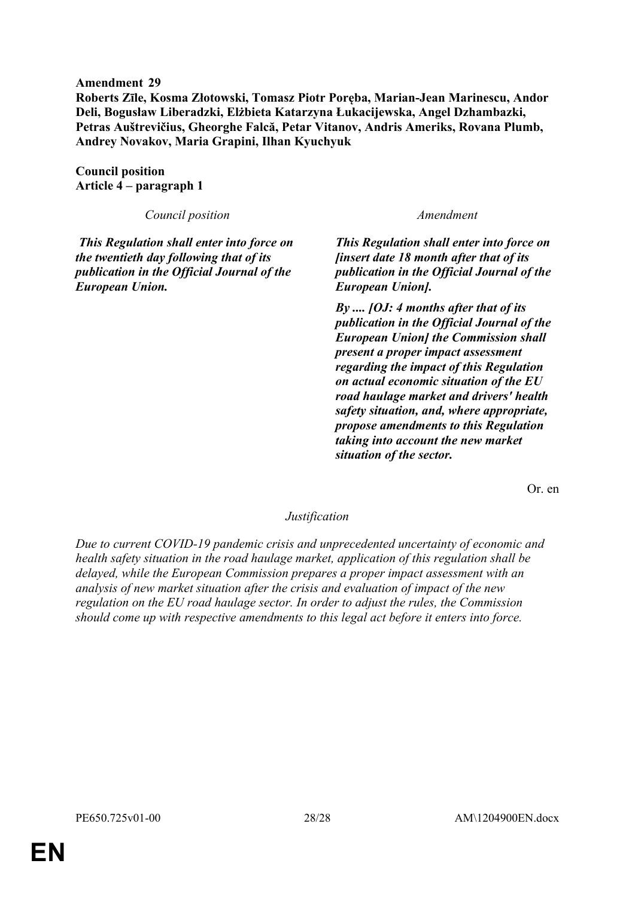**Amendment 29**
**Roberts Zīle, Kosma Złotowski, Tomasz Piotr Poręba, Marian-Jean Marinescu, Andor Deli, Bogusław Liberadzki, Elżbieta Katarzyna Łukacijewska, Angel Dzhambazki, Petras Auštrevičius, Gheorghe Falcă, Petar Vitanov, Andris Ameriks, Rovana Plumb, Andrey Novakov, Maria Grapini, Ilhan Kyuchyuk**

**Council position**
**Article 4 – paragraph 1**

| *Council position* | *Amendment* |
|---|---|
| ***This Regulation shall enter into force on the twentieth day following that of its publication in the Official Journal of the European Union.*** | ***This Regulation shall enter into force on [insert date 18 month after that of its publication in the Official Journal of the European Union].*** |
| | ***By .... [OJ: 4 months after that of its publication in the Official Journal of the European Union] the Commission shall present a proper impact assessment regarding the impact of this Regulation on actual economic situation of the EU road haulage market and drivers' health safety situation, and, where appropriate, propose amendments to this Regulation taking into account the new market situation of the sector.*** |

Or. en

*Justification*

*Due to current COVID-19 pandemic crisis and unprecedented uncertainty of economic and health safety situation in the road haulage market, application of this regulation shall be delayed, while the European Commission prepares a proper impact assessment with an analysis of new market situation after the crisis and evaluation of impact of the new regulation on the EU road haulage sector. In order to adjust the rules, the Commission should come up with respective amendments to this legal act before it enters into force.*